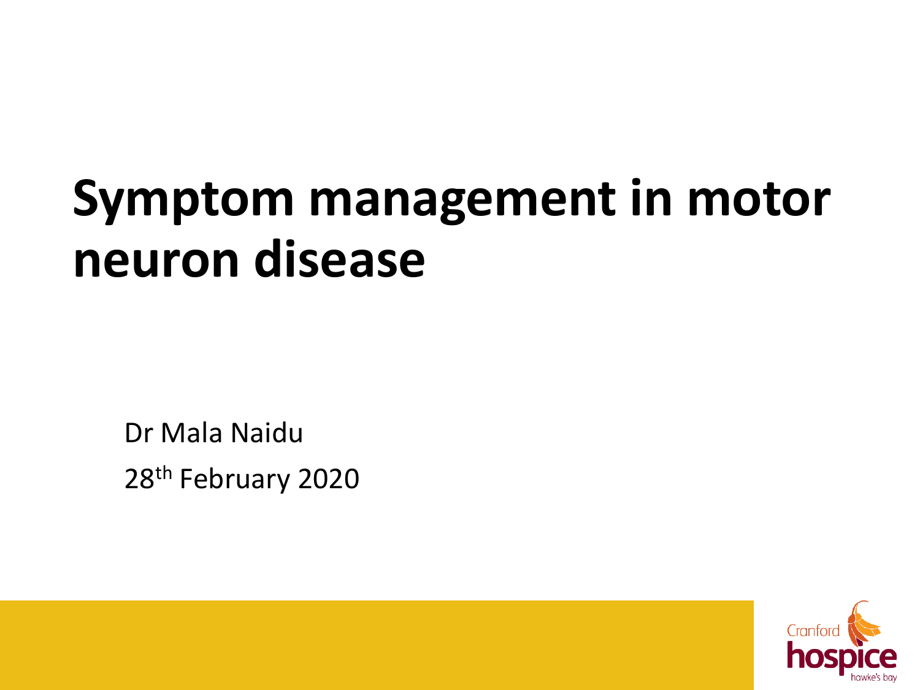# Symptom management in motor neuron disease

Dr Mala Naidu

28th February 2020

Cranford hospice hawke's bay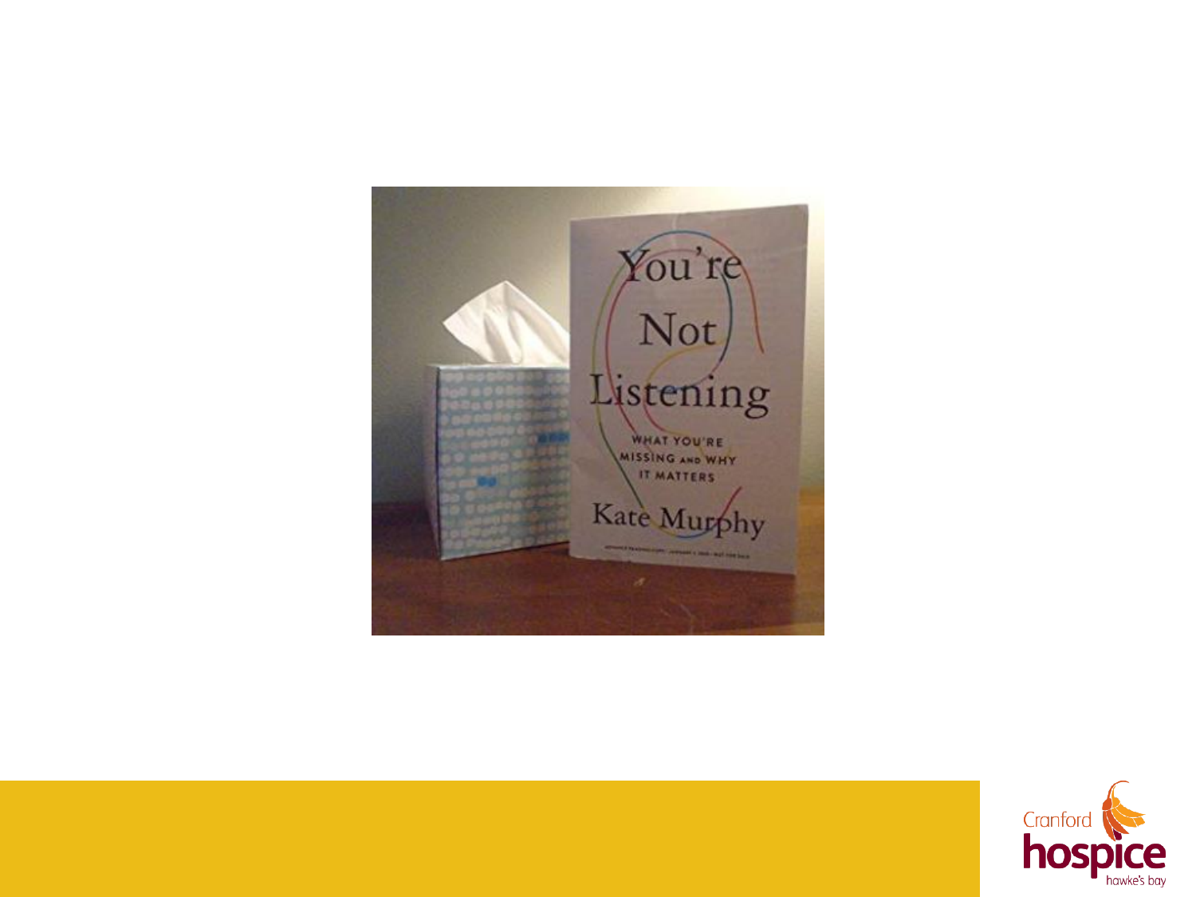You're Not Listening

WHAT YOU'RE MISSING AND WHY IT MATTERS

Kate Murphy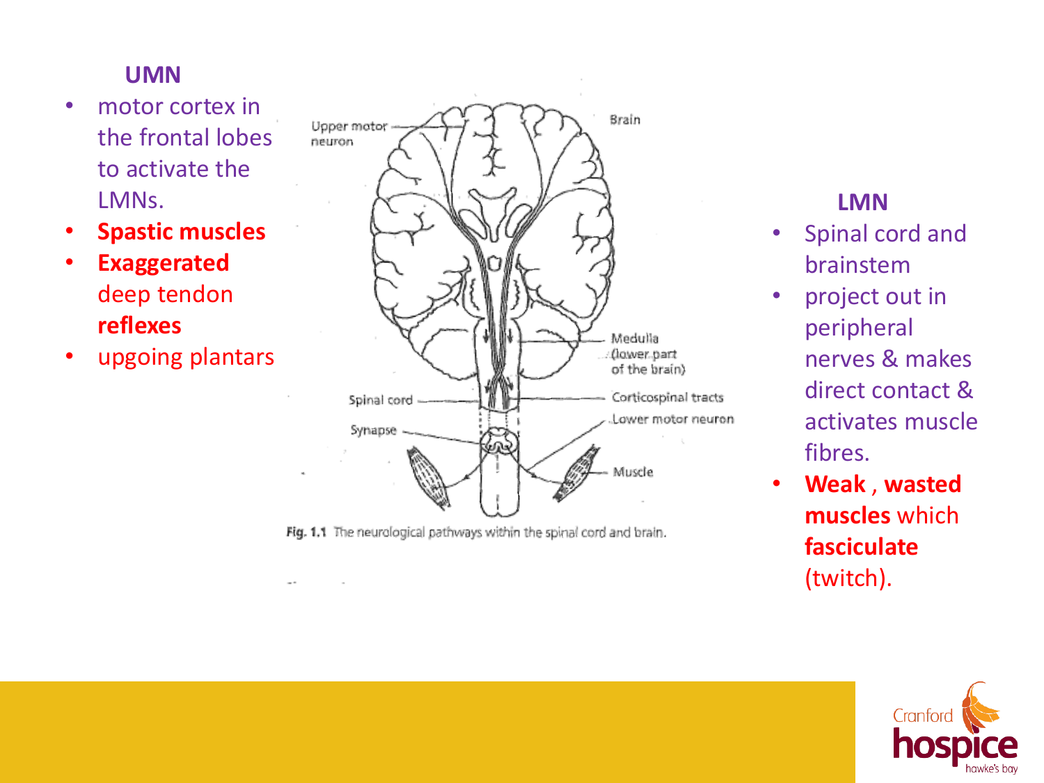## UMN

- motor cortex in the frontal lobes to activate the LMNs.
- **Spastic muscles**
- **Exaggerated** deep tendon **reflexes**
- upgoing plantars

Upper motor neuron

Brain

Medulla (lower part of the brain)

Spinal cord

Corticospinal tracts

Lower motor neuron

Synapse

Muscle

**Fig. 1.1** The neurological pathways within the spinal cord and brain.

## LMN

- Spinal cord and brainstem
- project out in peripheral nerves & makes direct contact & activates muscle fibres.
- **Weak , wasted muscles** which **fasciculate** (twitch).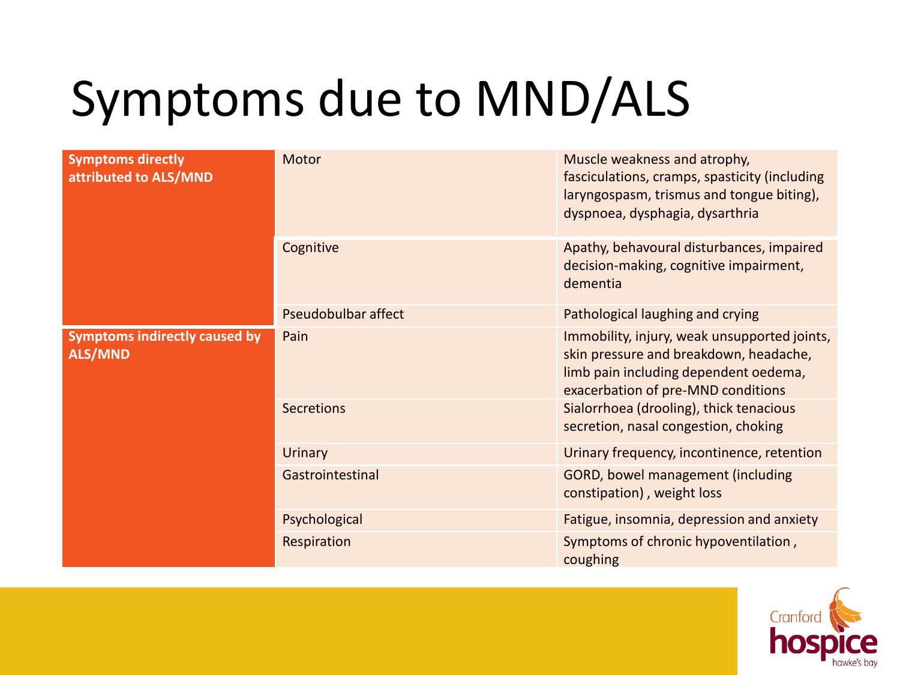# Symptoms due to MND/ALS

| | | |
|---|---|---|
| **Symptoms directly attributed to ALS/MND** | Motor | Muscle weakness and atrophy, fasciculations, cramps, spasticity (including laryngospasm, trismus and tongue biting), dyspnoea, dysphagia, dysarthria |
| | Cognitive | Apathy, behavoural disturbances, impaired decision-making, cognitive impairment, dementia |
| | Pseudobulbar affect | Pathological laughing and crying |
| **Symptoms indirectly caused by ALS/MND** | Pain | Immobility, injury, weak unsupported joints, skin pressure and breakdown, headache, limb pain including dependent oedema, exacerbation of pre-MND conditions |
| | Secretions | Sialorrhoea (drooling), thick tenacious secretion, nasal congestion, choking |
| | Urinary | Urinary frequency, incontinence, retention |
| | Gastrointestinal | GORD, bowel management (including constipation) , weight loss |
| | Psychological | Fatigue, insomnia, depression and anxiety |
| | Respiration | Symptoms of chronic hypoventilation , coughing |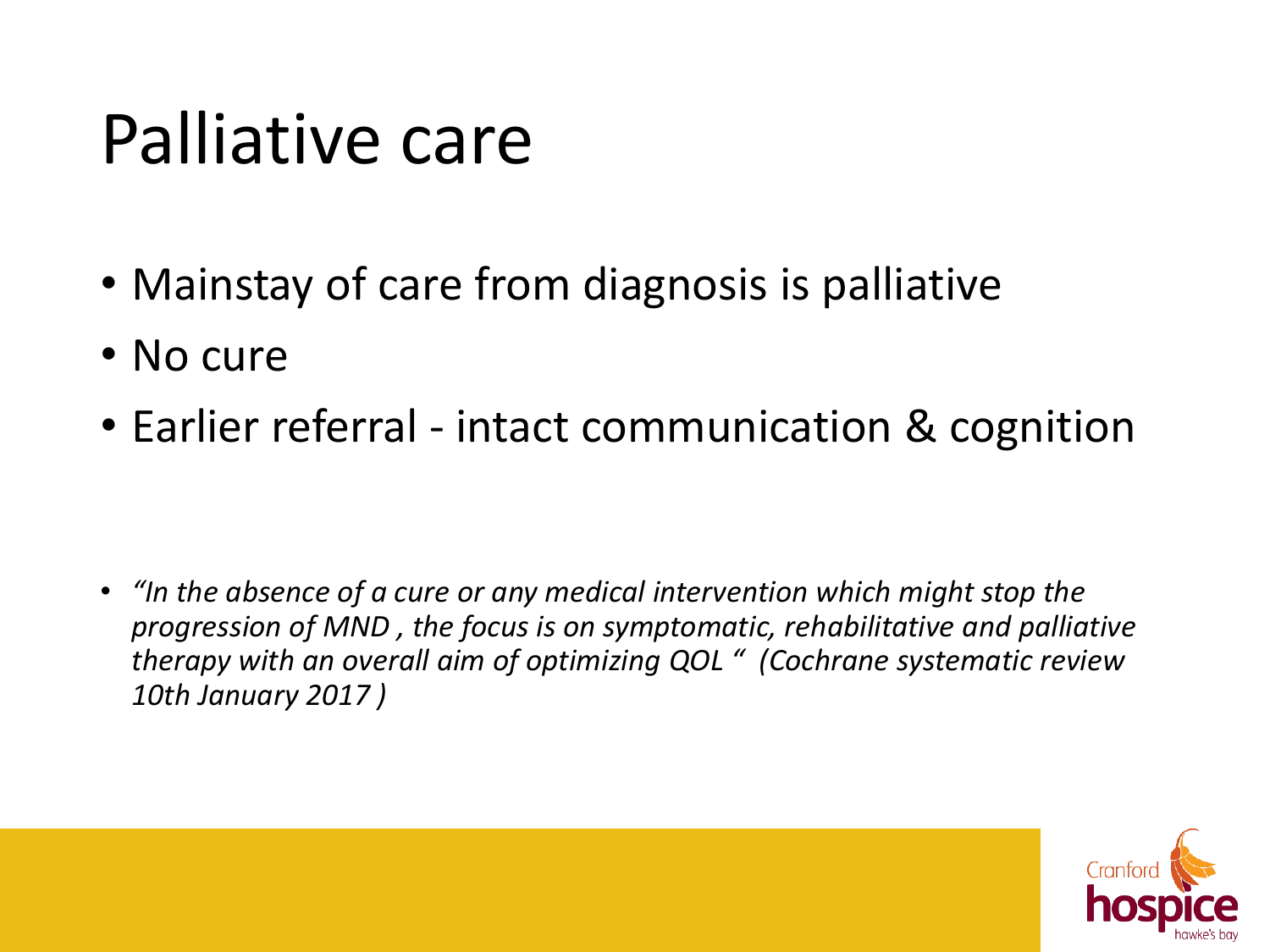# Palliative care

- Mainstay of care from diagnosis is palliative
- No cure
- Earlier referral - intact communication & cognition

- *"In the absence of a cure or any medical intervention which might stop the progression of MND , the focus is on symptomatic, rehabilitative and palliative therapy with an overall aim of optimizing QOL "  (Cochrane systematic review 10th January 2017 )*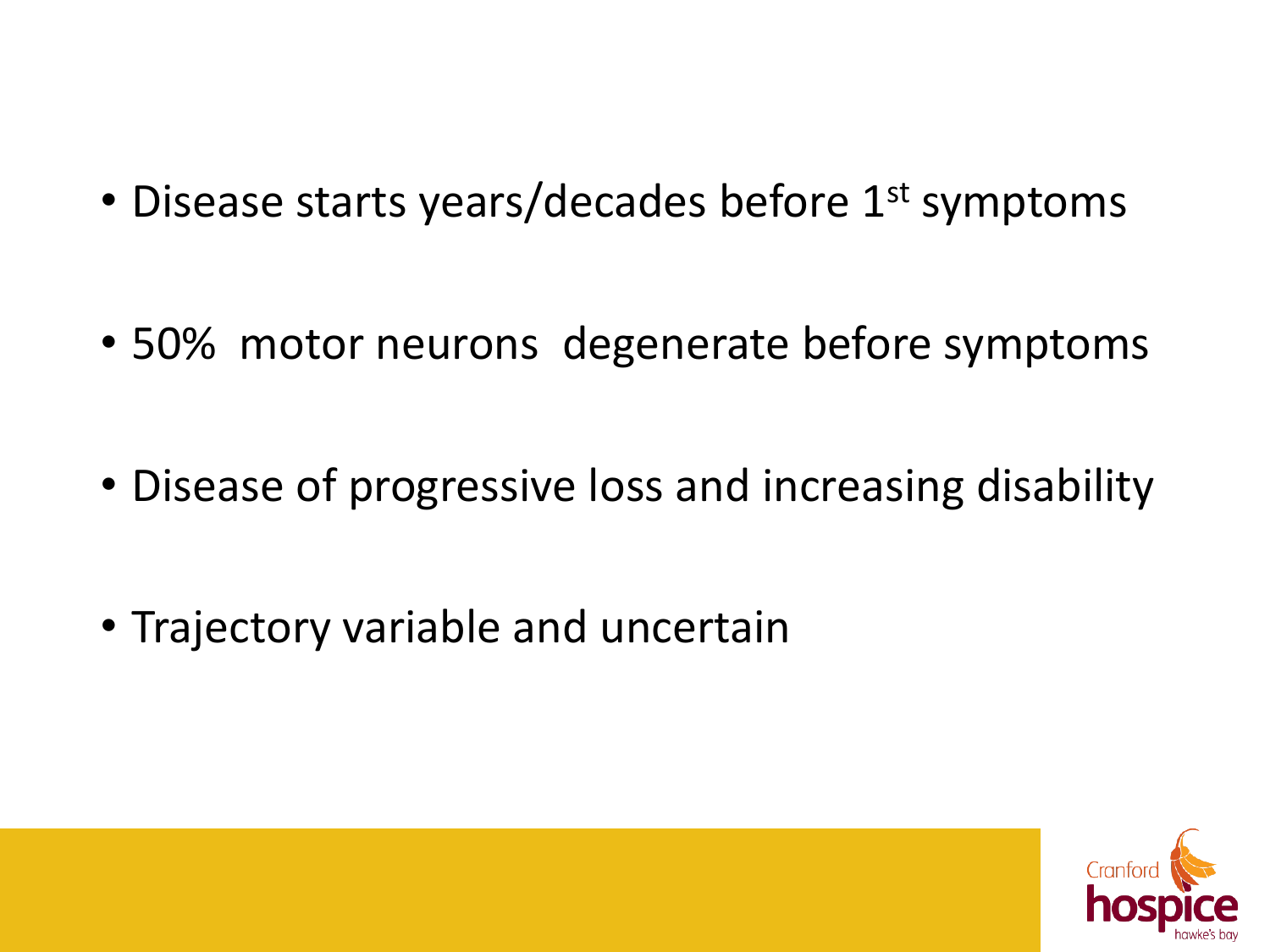- Disease starts years/decades before 1st symptoms
- 50% motor neurons degenerate before symptoms
- Disease of progressive loss and increasing disability
- Trajectory variable and uncertain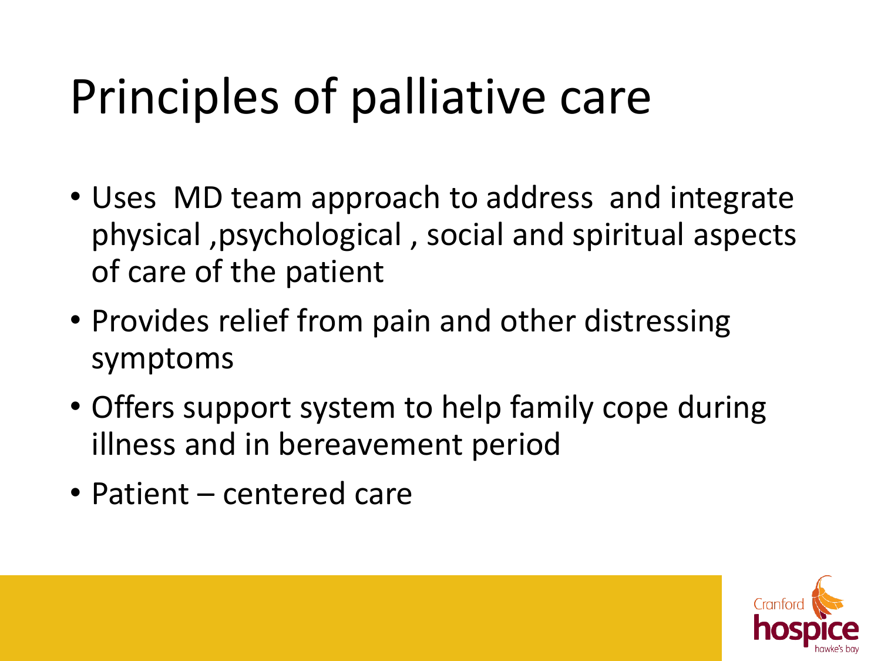# Principles of palliative care

- Uses MD team approach to address and integrate physical ,psychological , social and spiritual aspects of care of the patient
- Provides relief from pain and other distressing symptoms
- Offers support system to help family cope during illness and in bereavement period
- Patient – centered care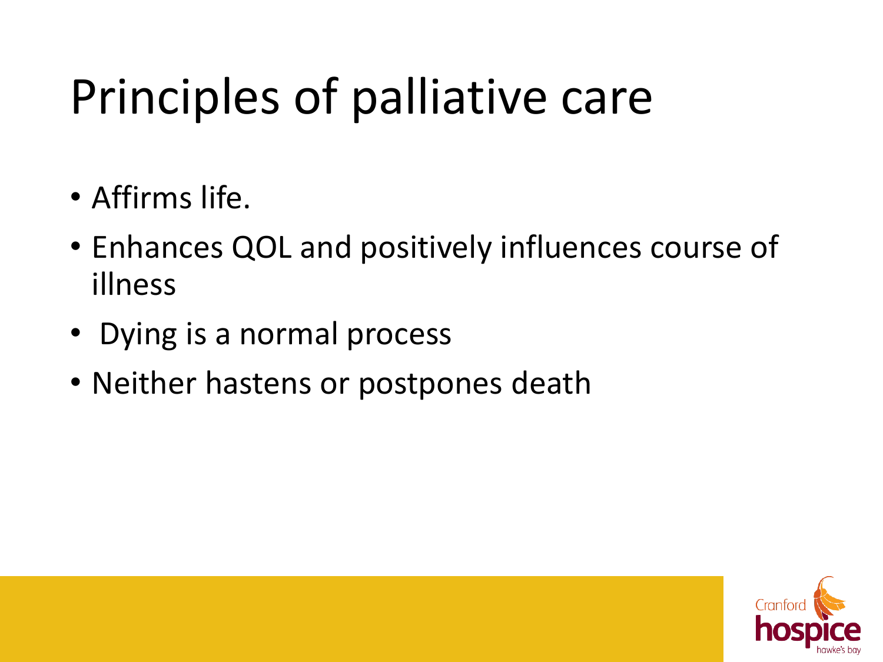# Principles of palliative care

- Affirms life.
- Enhances QOL and positively influences course of illness
- Dying is a normal process
- Neither hastens or postpones death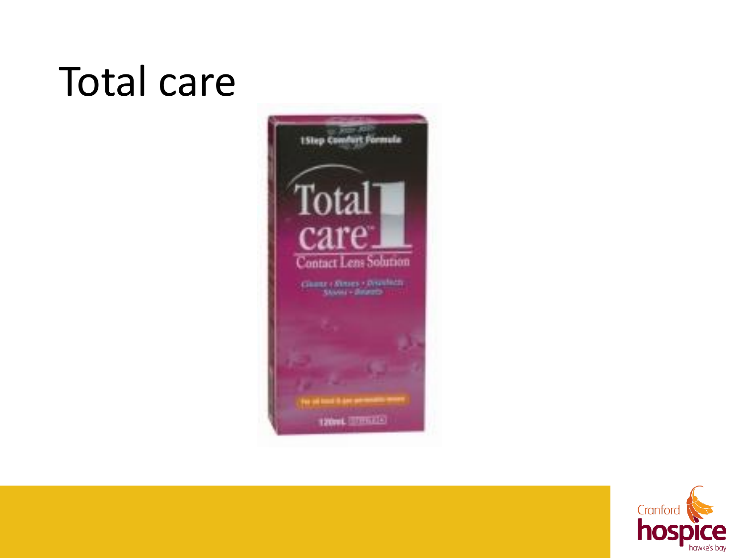# Total care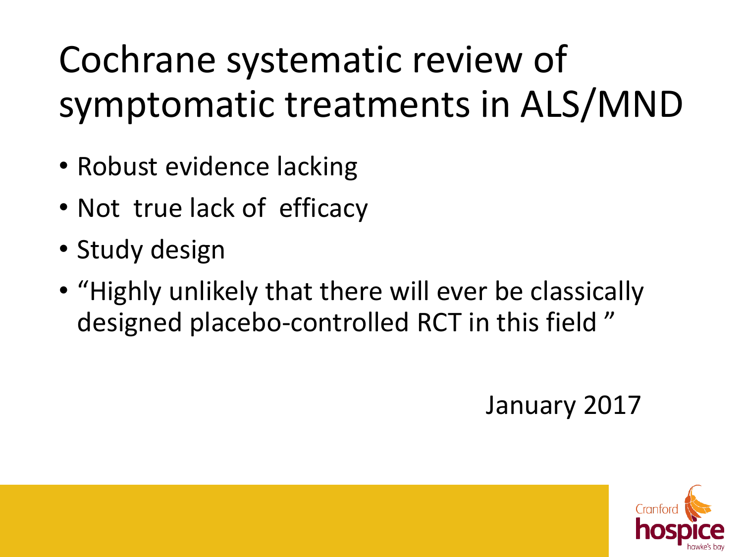# Cochrane systematic review of symptomatic treatments in ALS/MND

- Robust evidence lacking
- Not true lack of efficacy
- Study design
- "Highly unlikely that there will ever be classically designed placebo-controlled RCT in this field "

January 2017

Cranford hospice hawke's bay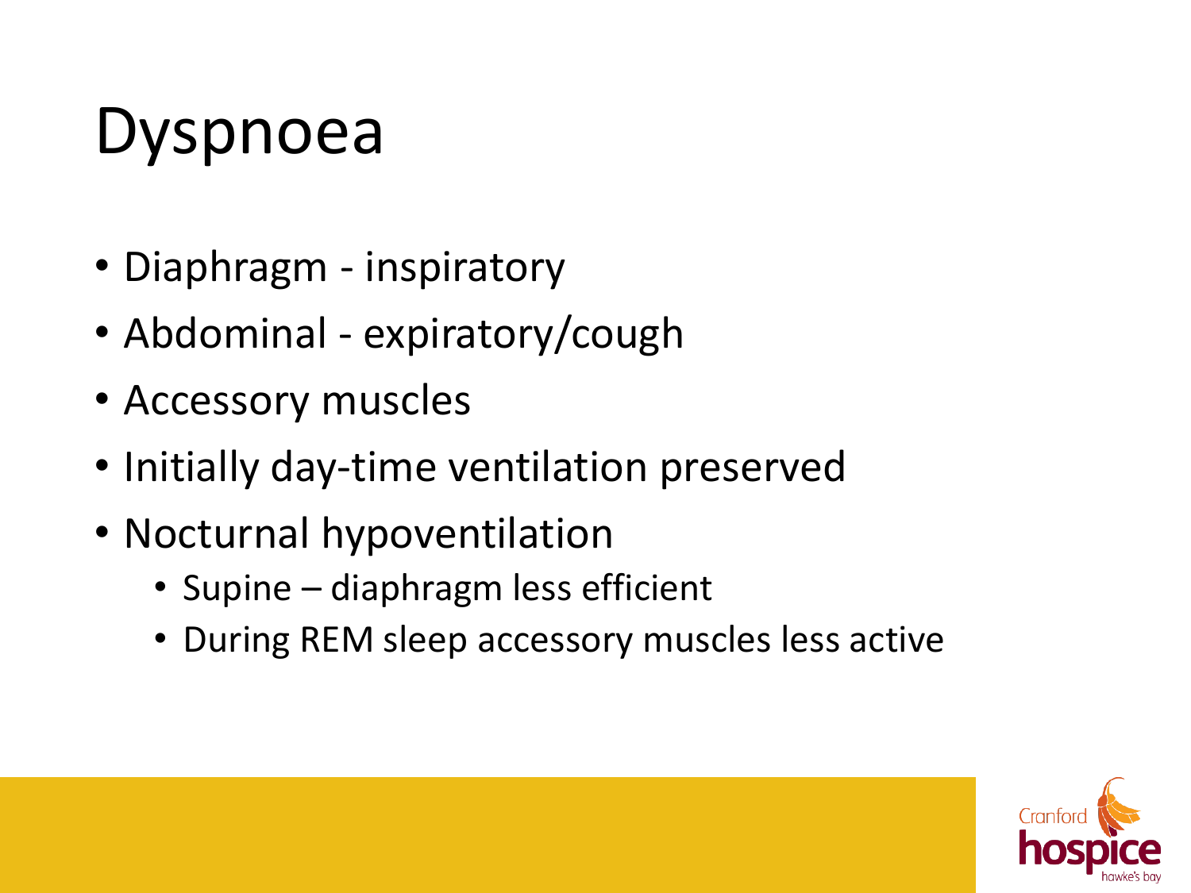# Dyspnoea

- Diaphragm - inspiratory
- Abdominal - expiratory/cough
- Accessory muscles
- Initially day-time ventilation preserved
- Nocturnal hypoventilation
  - Supine – diaphragm less efficient
  - During REM sleep accessory muscles less active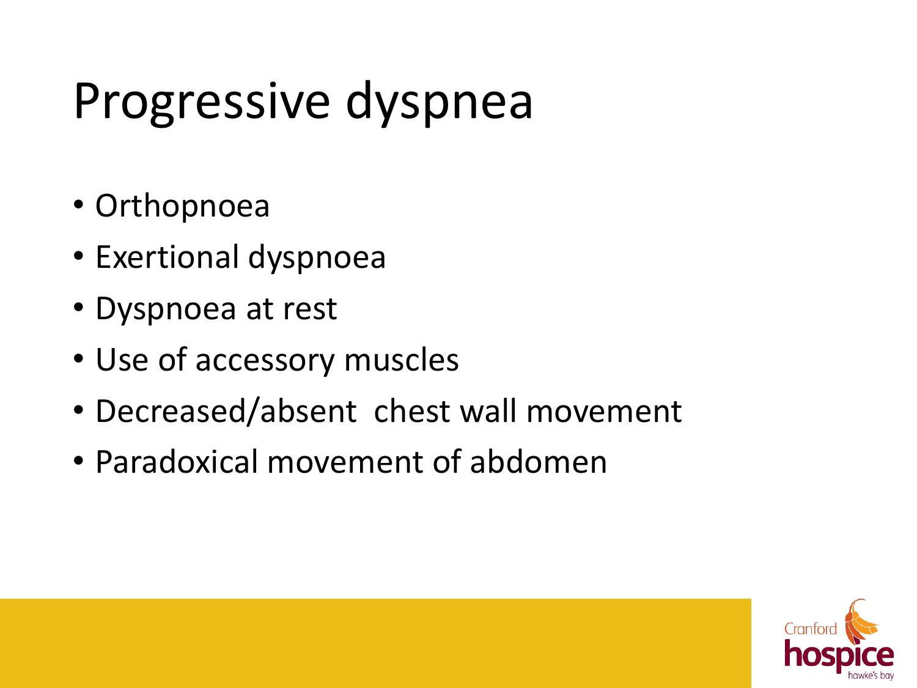# Progressive dyspnea

- Orthopnoea
- Exertional dyspnoea
- Dyspnoea at rest
- Use of accessory muscles
- Decreased/absent chest wall movement
- Paradoxical movement of abdomen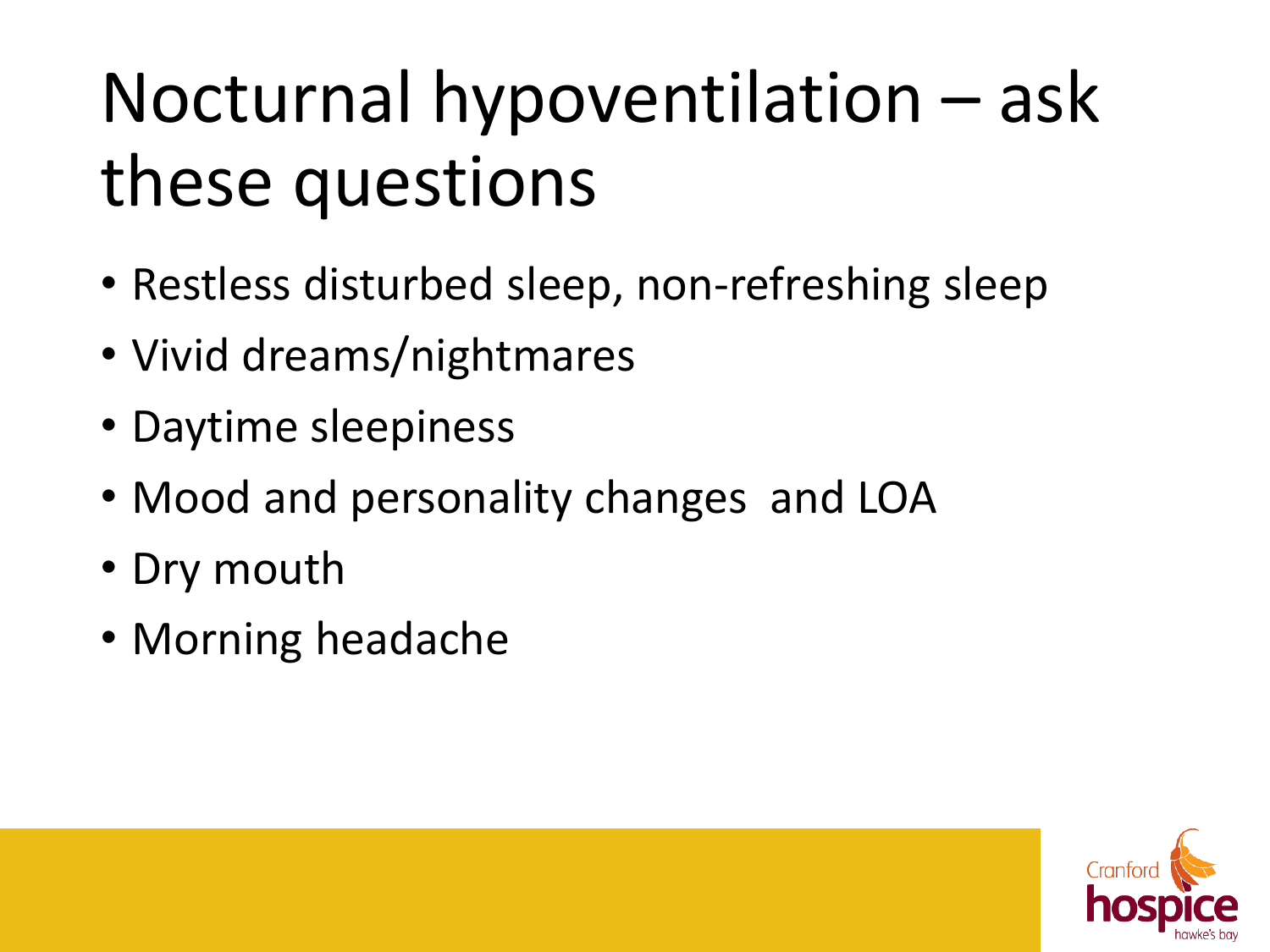# Nocturnal hypoventilation – ask these questions

- Restless disturbed sleep, non-refreshing sleep
- Vivid dreams/nightmares
- Daytime sleepiness
- Mood and personality changes and LOA
- Dry mouth
- Morning headache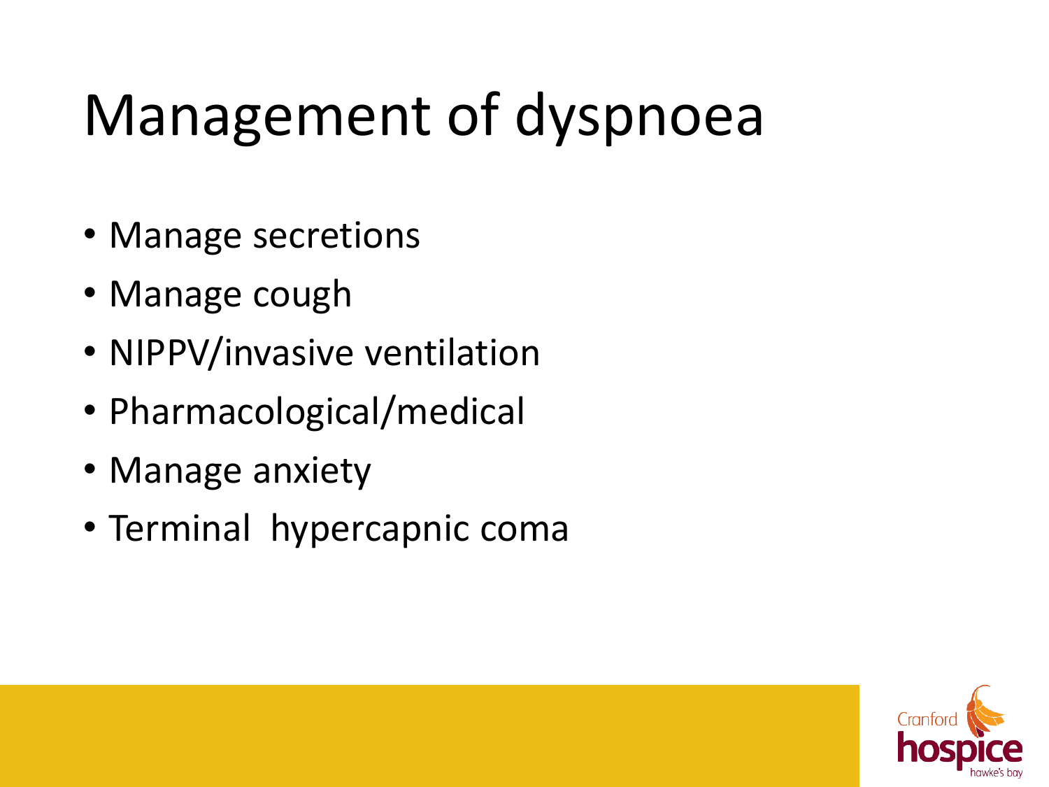# Management of dyspnoea

- Manage secretions
- Manage cough
- NIPPV/invasive ventilation
- Pharmacological/medical
- Manage anxiety
- Terminal hypercapnic coma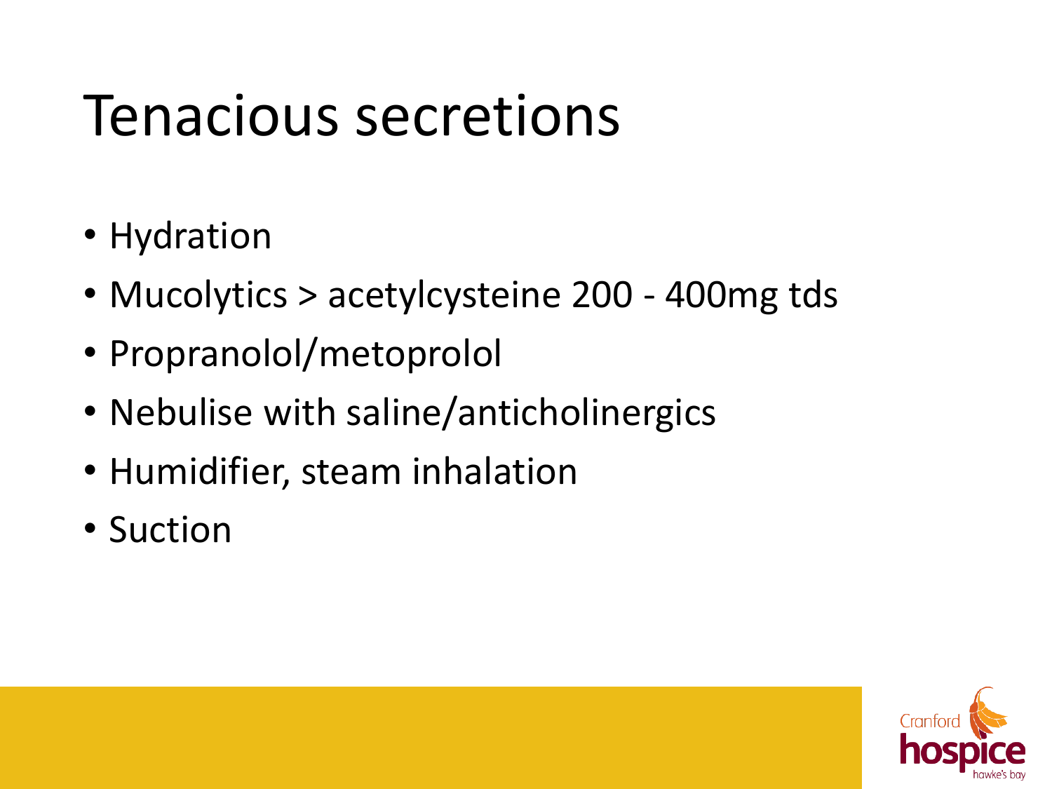# Tenacious secretions

- Hydration
- Mucolytics > acetylcysteine 200 - 400mg tds
- Propranolol/metoprolol
- Nebulise with saline/anticholinergics
- Humidifier, steam inhalation
- Suction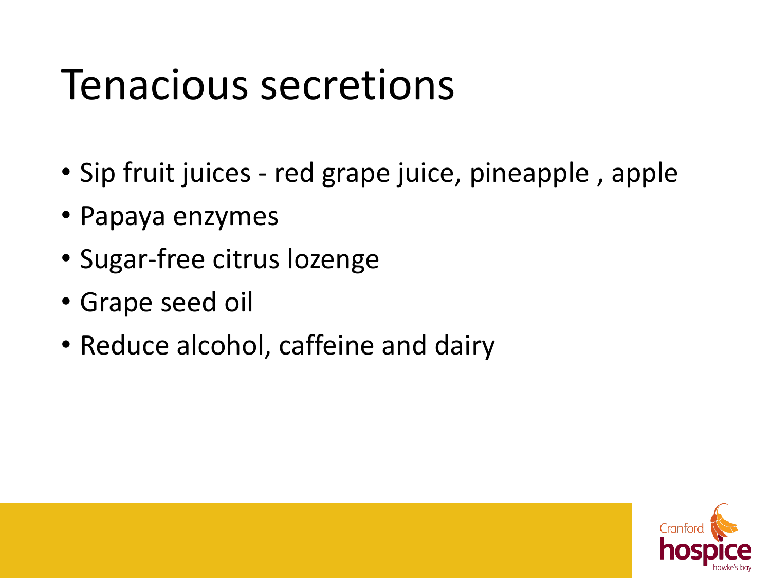# Tenacious secretions

- Sip fruit juices - red grape juice, pineapple , apple
- Papaya enzymes
- Sugar-free citrus lozenge
- Grape seed oil
- Reduce alcohol, caffeine and dairy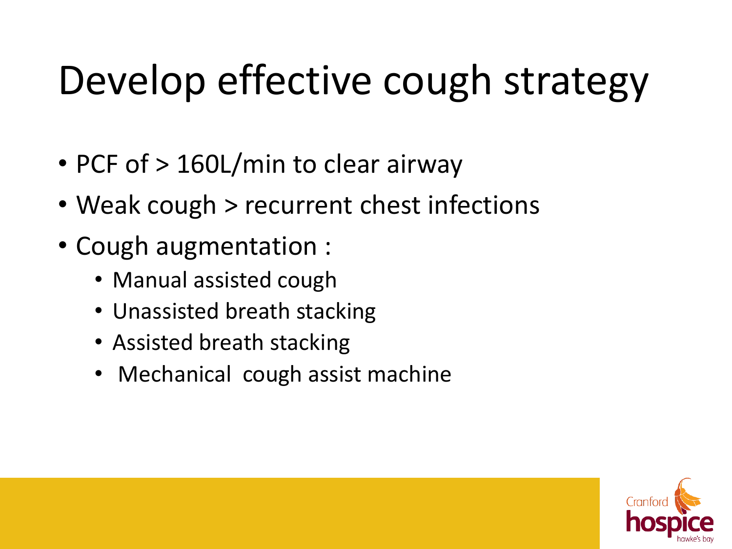# Develop effective cough strategy

- PCF of > 160L/min to clear airway
- Weak cough > recurrent chest infections
- Cough augmentation :
  - Manual assisted cough
  - Unassisted breath stacking
  - Assisted breath stacking
  - Mechanical cough assist machine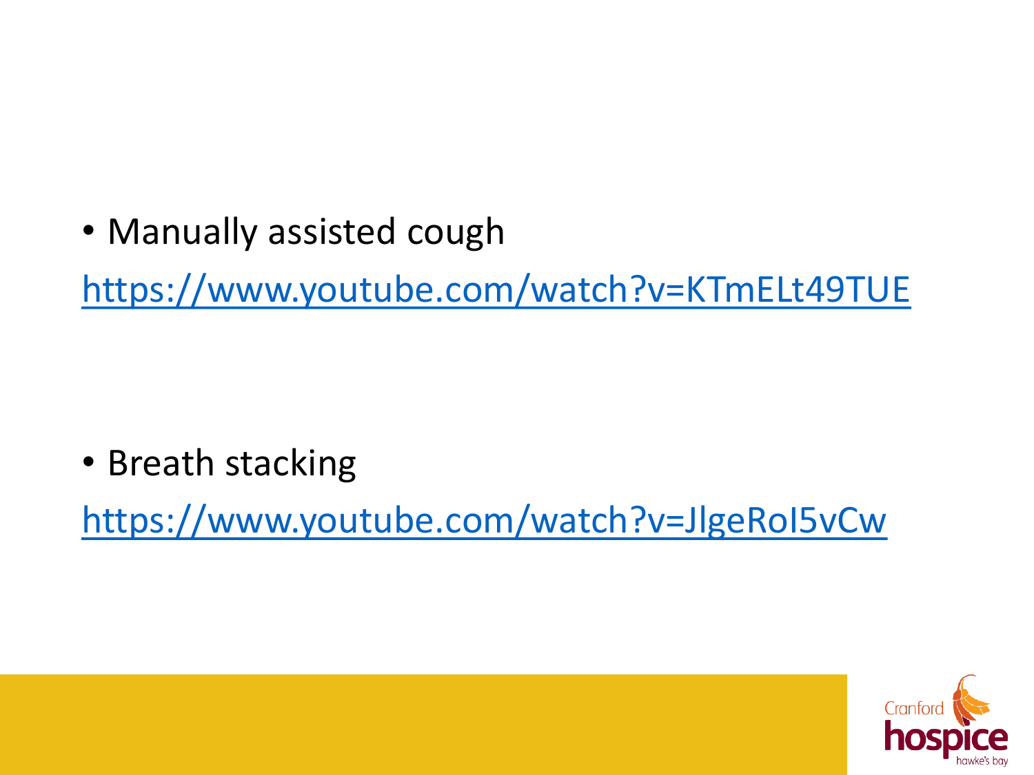- Manually assisted cough

https://www.youtube.com/watch?v=KTmELt49TUE

- Breath stacking

https://www.youtube.com/watch?v=JlgeRoI5vCw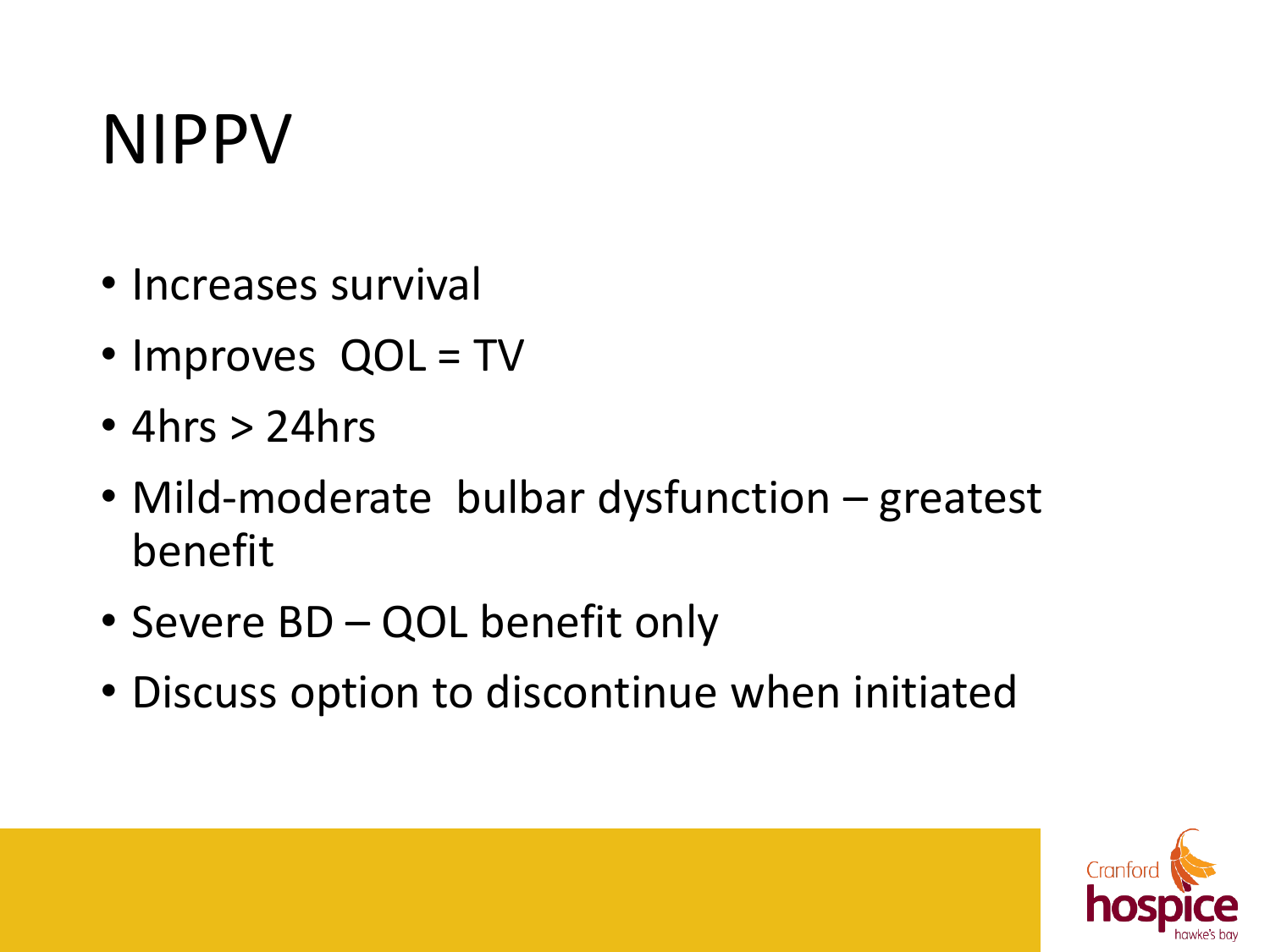# NIPPV

- Increases survival
- Improves  QOL = TV
- 4hrs > 24hrs
- Mild-moderate  bulbar dysfunction – greatest benefit
- Severe BD – QOL benefit only
- Discuss option to discontinue when initiated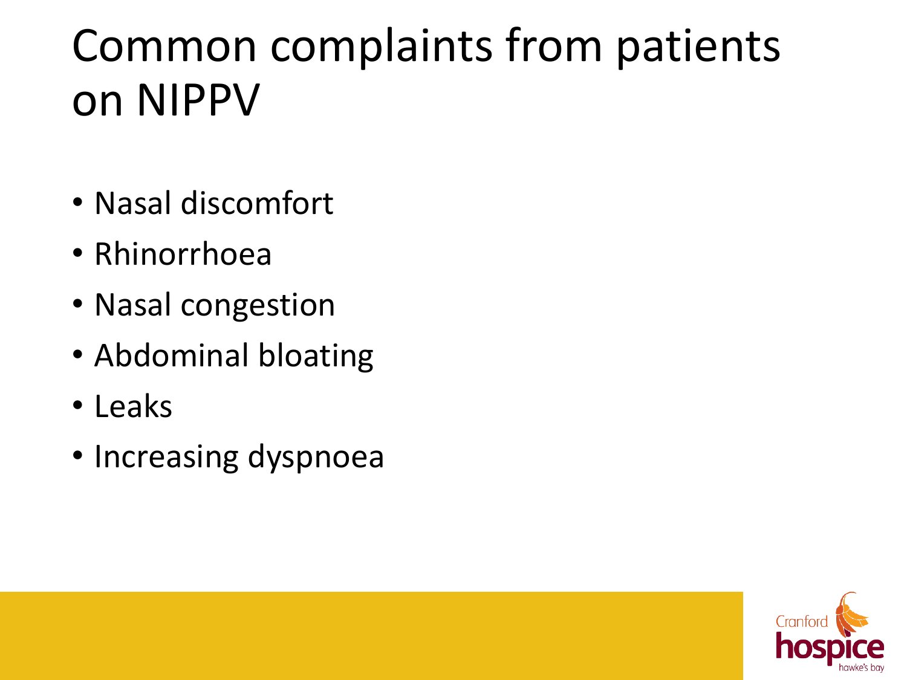# Common complaints from patients on NIPPV

- Nasal discomfort
- Rhinorrhoea
- Nasal congestion
- Abdominal bloating
- Leaks
- Increasing dyspnoea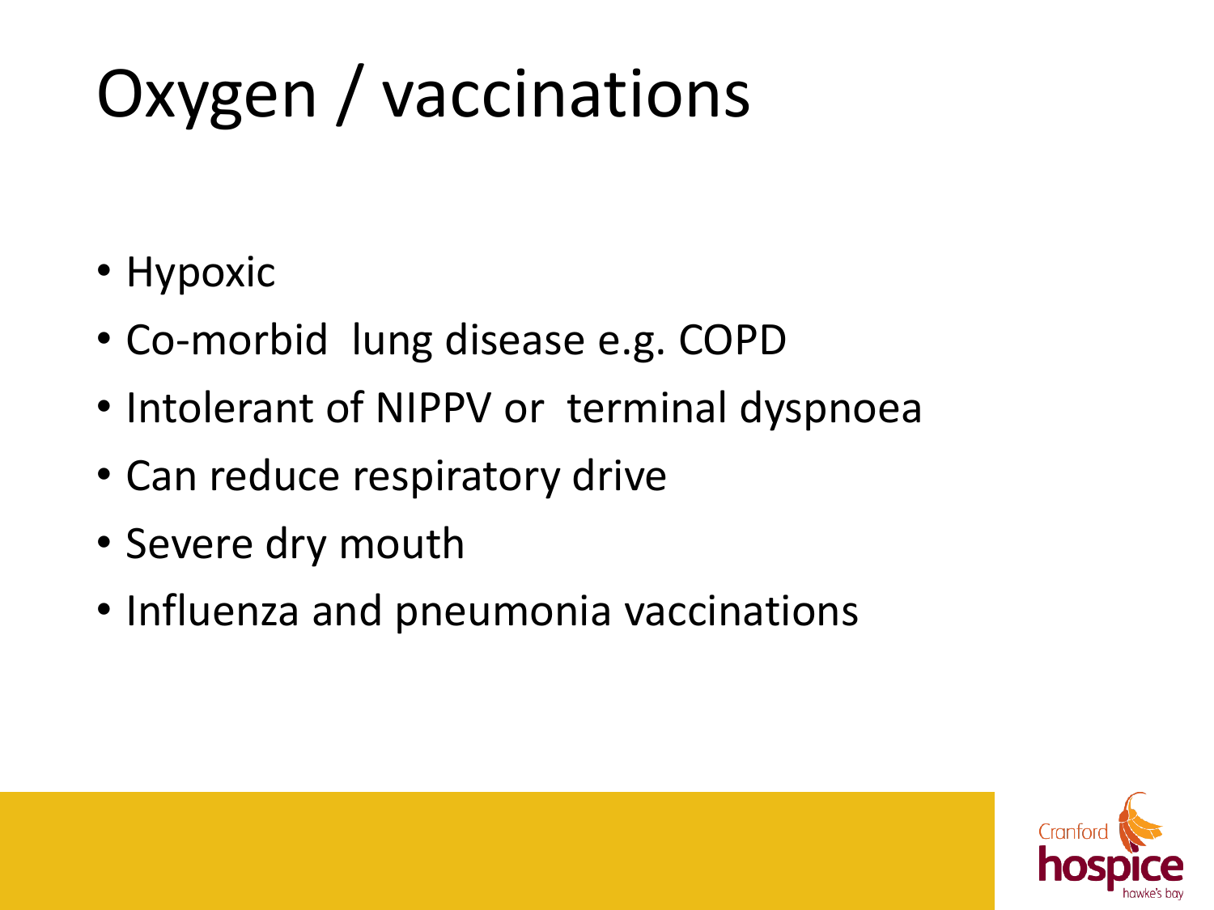# Oxygen / vaccinations

- Hypoxic
- Co-morbid lung disease e.g. COPD
- Intolerant of NIPPV or terminal dyspnoea
- Can reduce respiratory drive
- Severe dry mouth
- Influenza and pneumonia vaccinations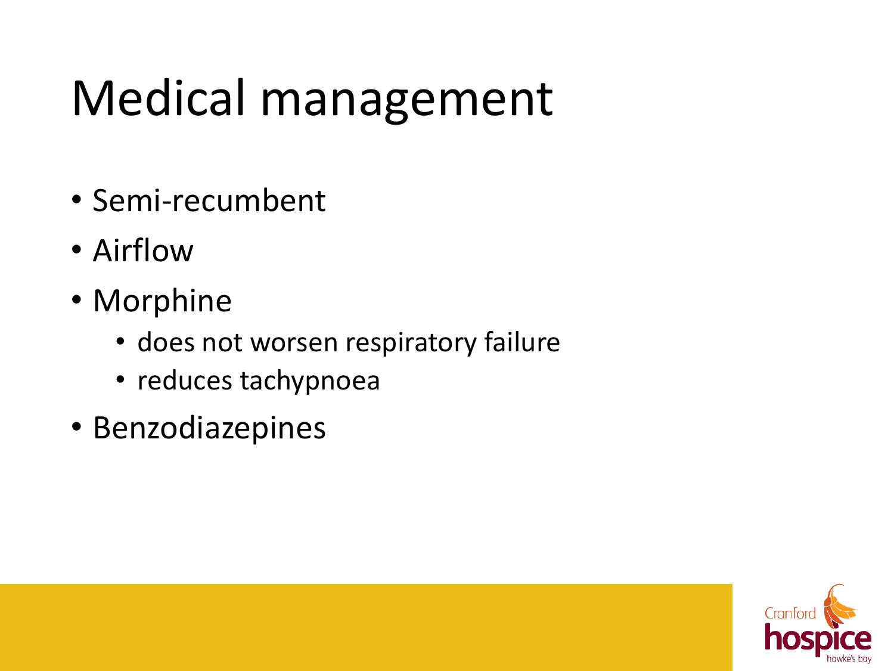# Medical management

- Semi-recumbent
- Airflow
- Morphine
  - does not worsen respiratory failure
  - reduces tachypnoea
- Benzodiazepines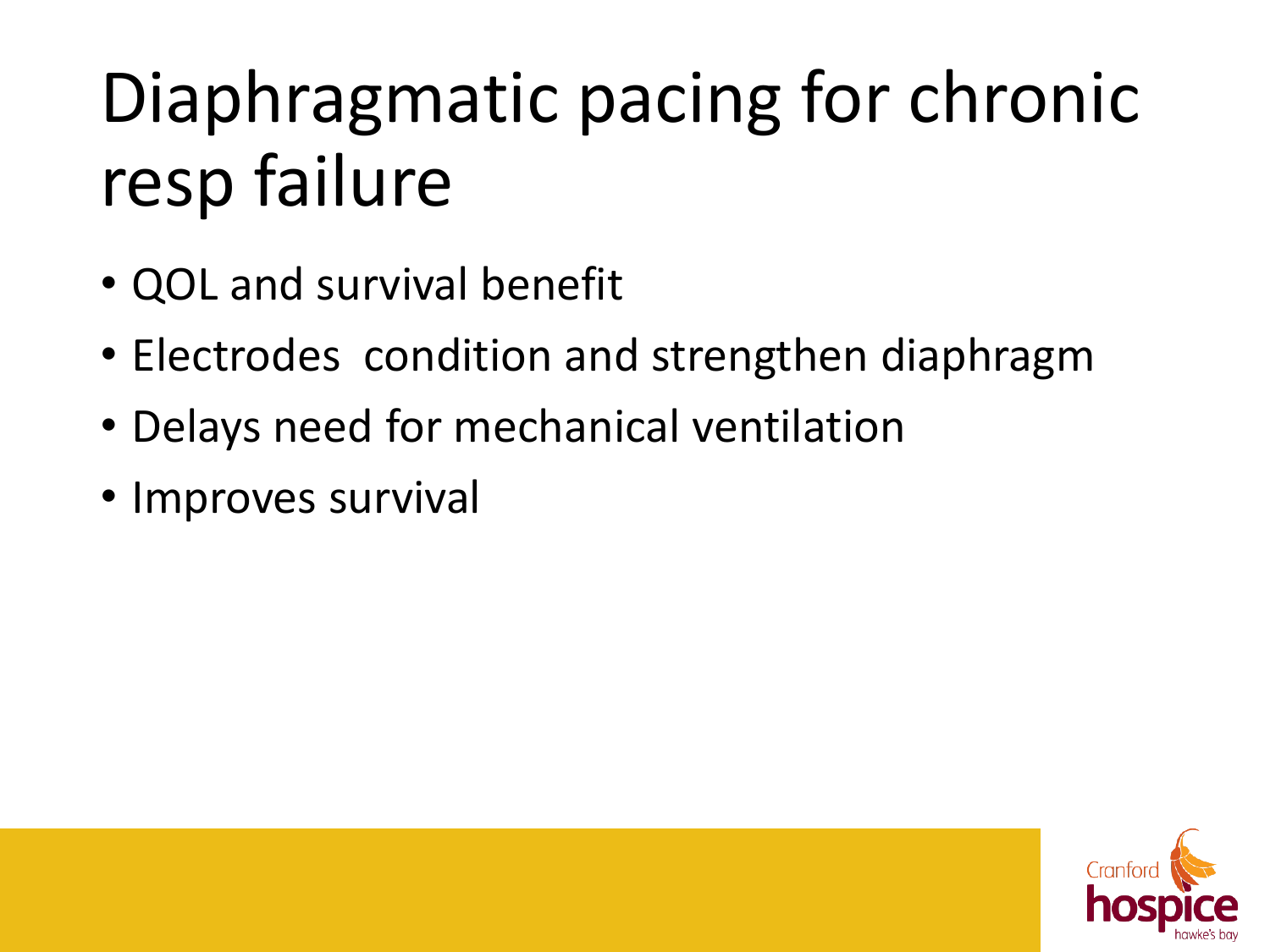# Diaphragmatic pacing for chronic resp failure

- QOL and survival benefit
- Electrodes  condition and strengthen diaphragm
- Delays need for mechanical ventilation
- Improves survival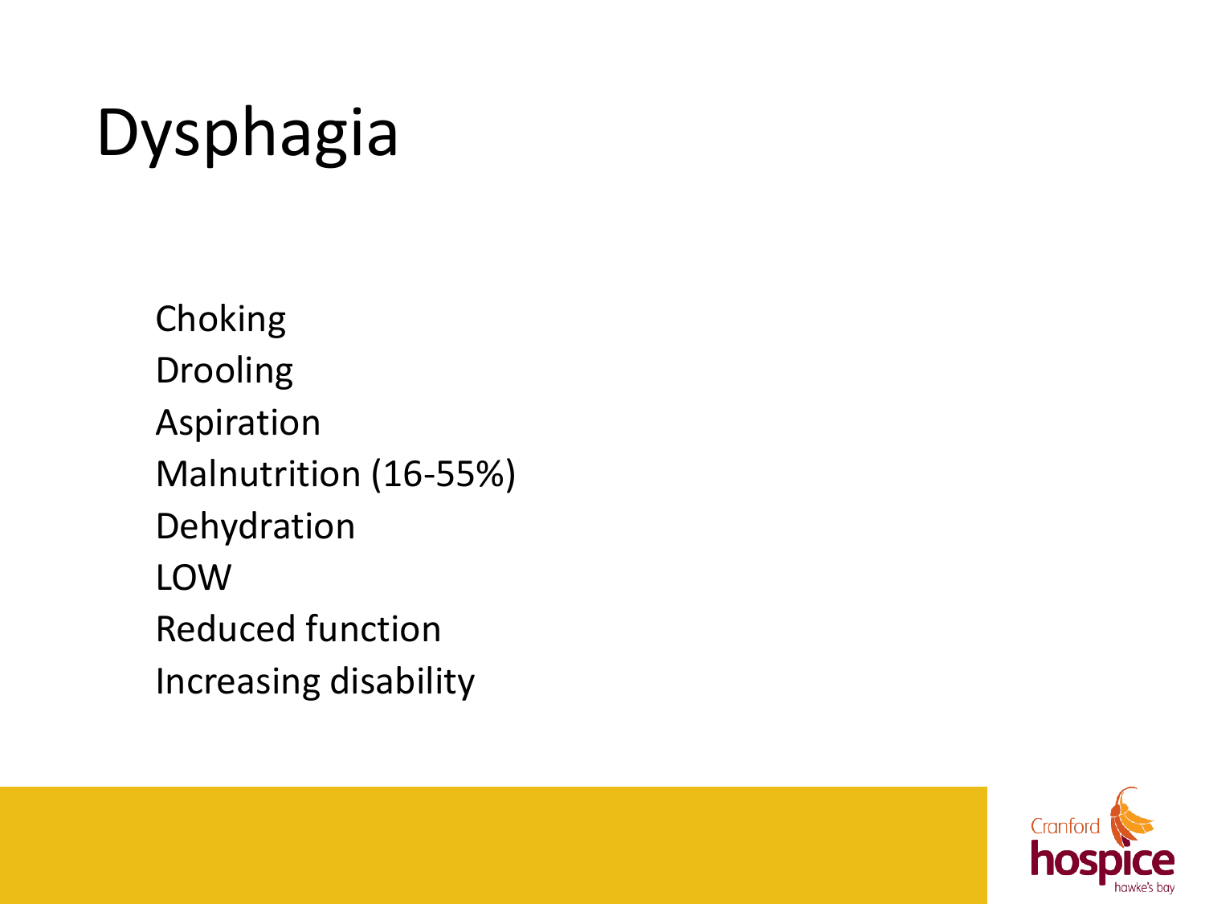# Dysphagia

Choking
Drooling
Aspiration
Malnutrition (16-55%)
Dehydration
LOW
Reduced function
Increasing disability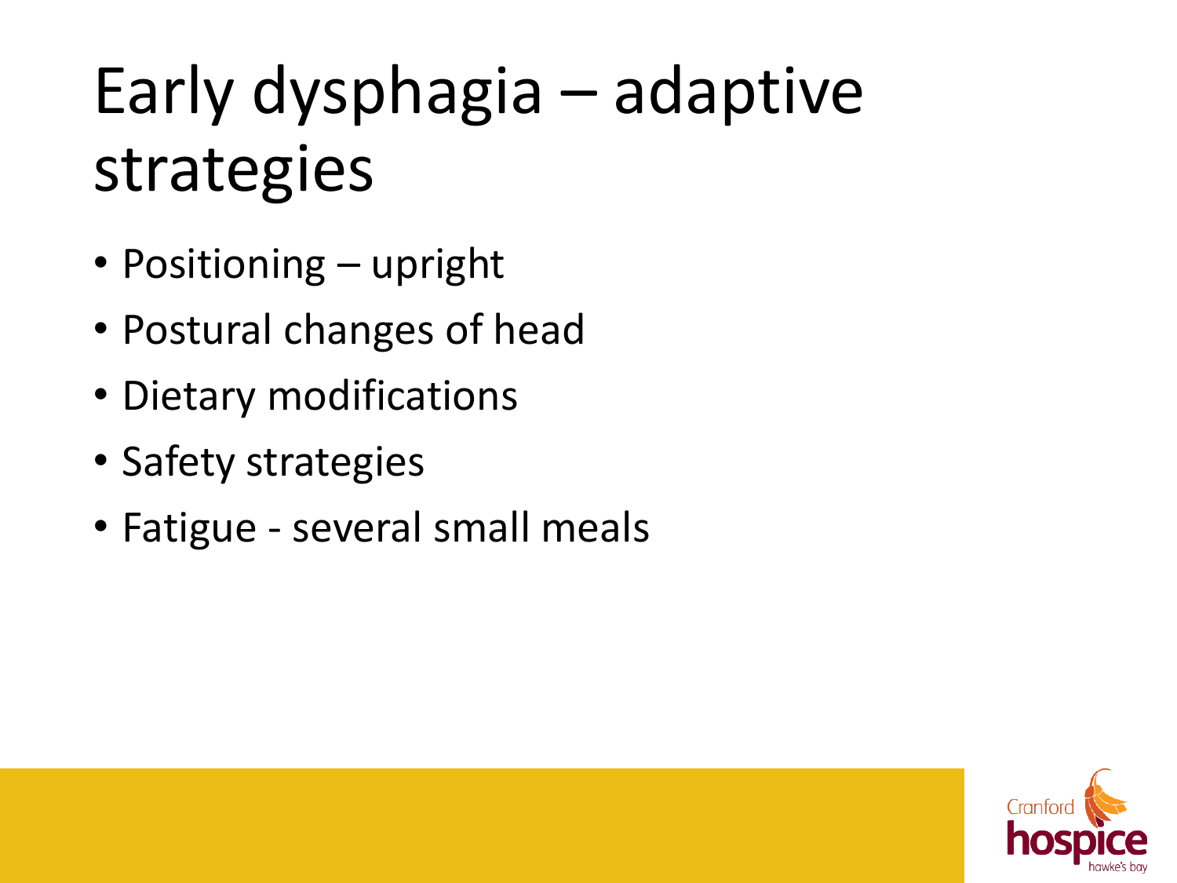# Early dysphagia – adaptive strategies

- Positioning – upright
- Postural changes of head
- Dietary modifications
- Safety strategies
- Fatigue - several small meals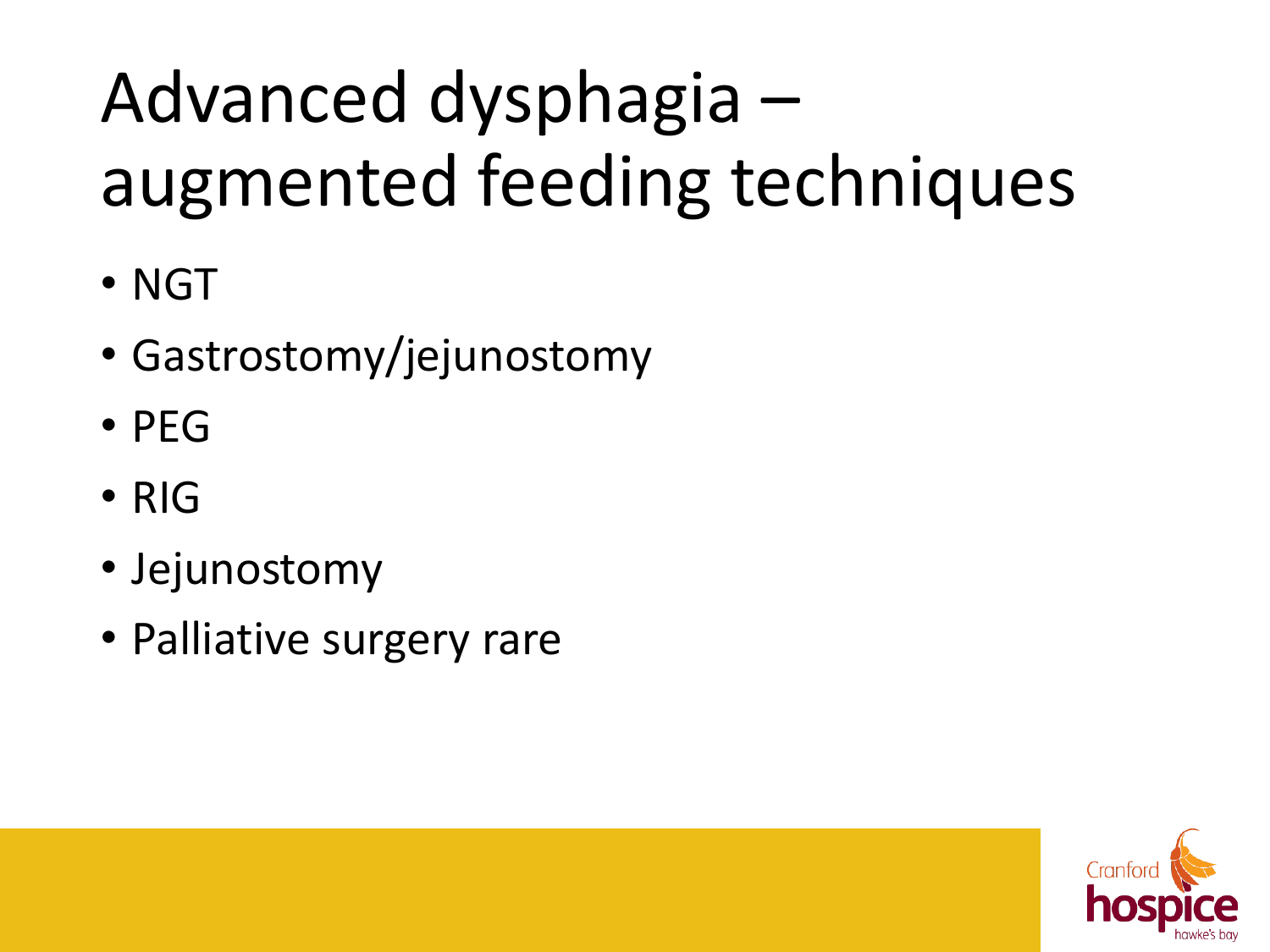# Advanced dysphagia – augmented feeding techniques

- NGT
- Gastrostomy/jejunostomy
- PEG
- RIG
- Jejunostomy
- Palliative surgery rare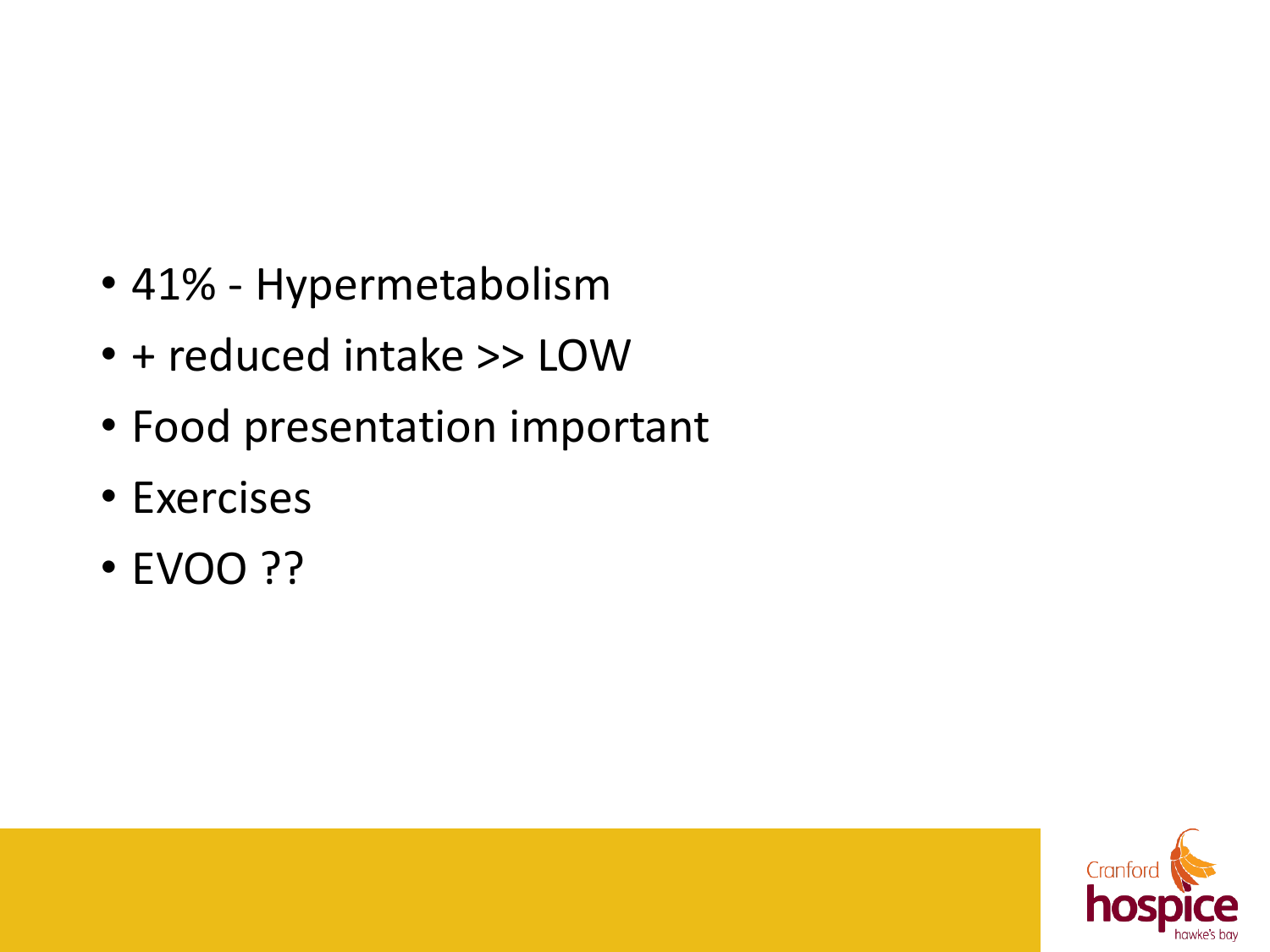- 41% - Hypermetabolism
- + reduced intake >> LOW
- Food presentation important
- Exercises
- EVOO ??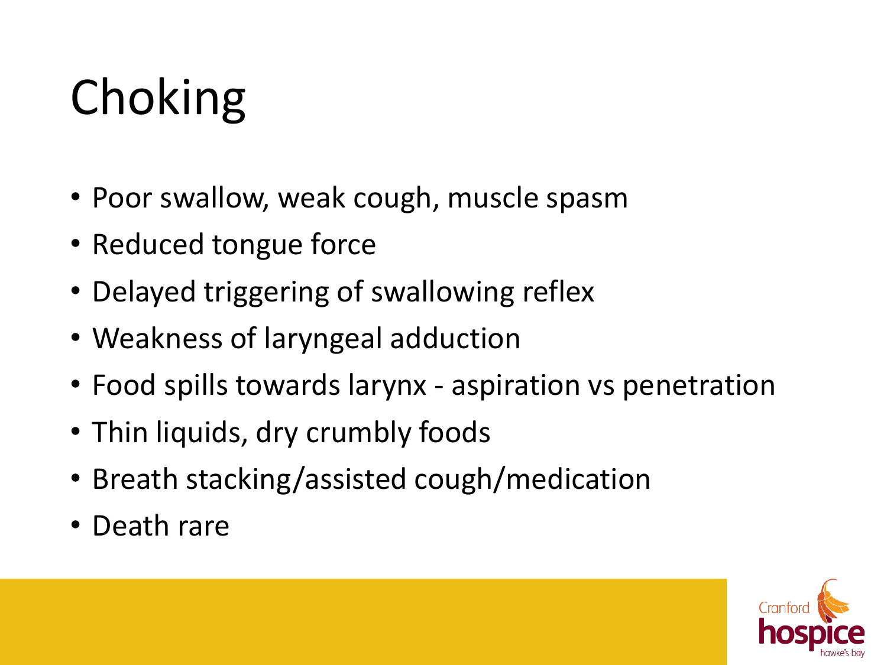# Choking

- Poor swallow, weak cough, muscle spasm
- Reduced tongue force
- Delayed triggering of swallowing reflex
- Weakness of laryngeal adduction
- Food spills towards larynx - aspiration vs penetration
- Thin liquids, dry crumbly foods
- Breath stacking/assisted cough/medication
- Death rare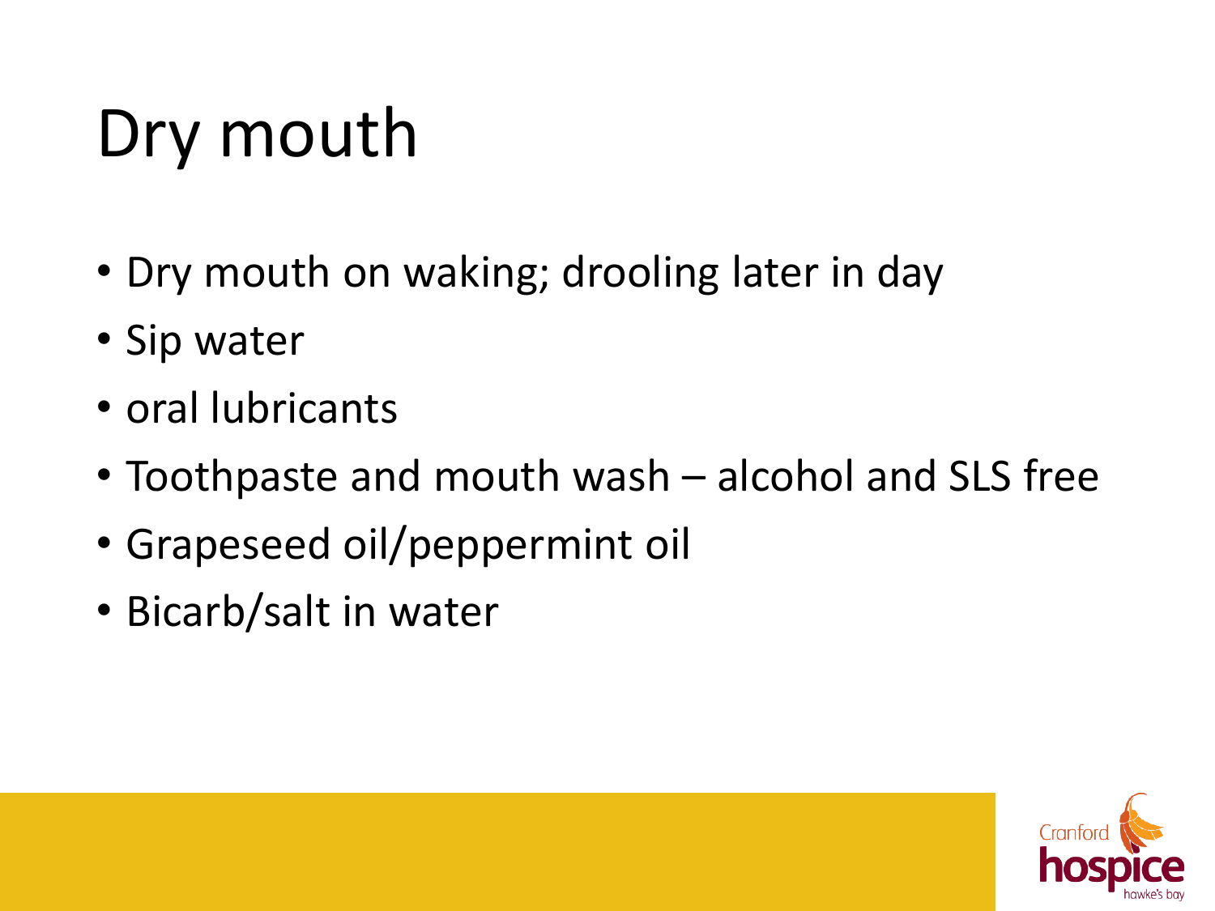# Dry mouth

- Dry mouth on waking; drooling later in day
- Sip water
- oral lubricants
- Toothpaste and mouth wash – alcohol and SLS free
- Grapeseed oil/peppermint oil
- Bicarb/salt in water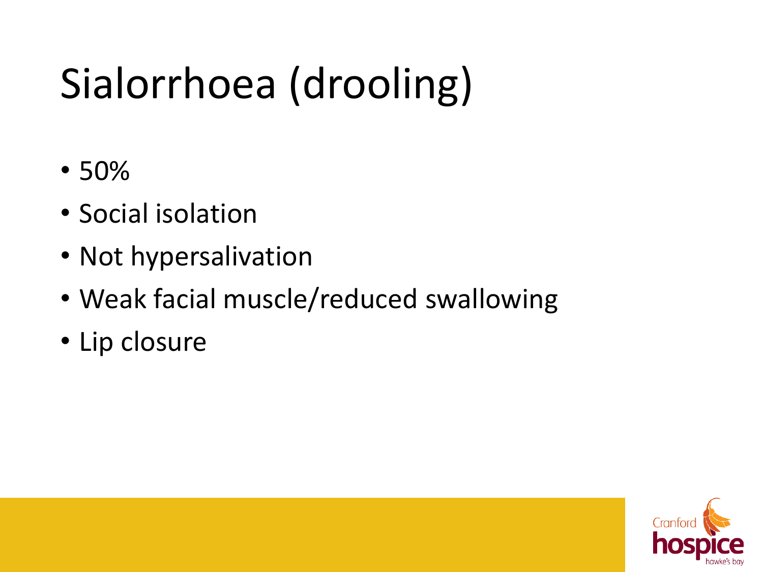# Sialorrhoea (drooling)

- 50%
- Social isolation
- Not hypersalivation
- Weak facial muscle/reduced swallowing
- Lip closure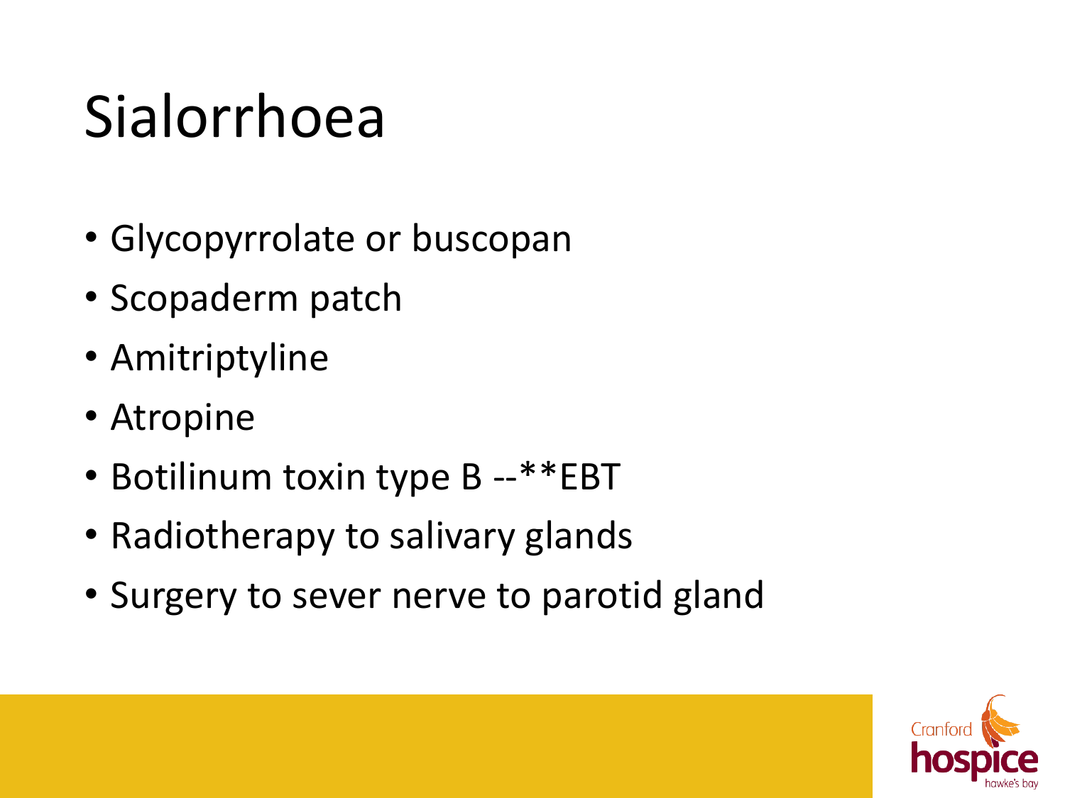# Sialorrhoea

- Glycopyrrolate or buscopan
- Scopaderm patch
- Amitriptyline
- Atropine
- Botilinum toxin type B --**EBT
- Radiotherapy to salivary glands
- Surgery to sever nerve to parotid gland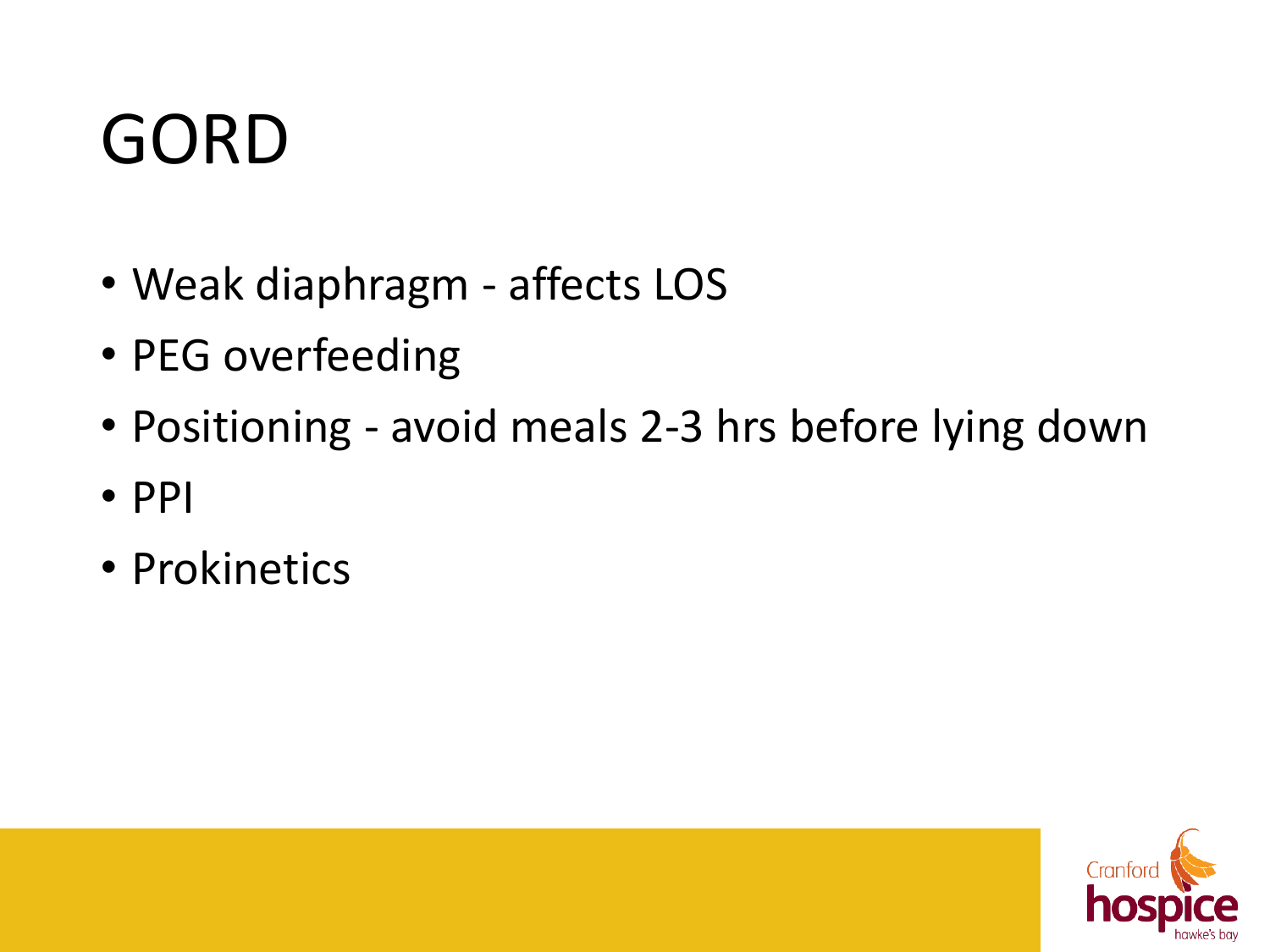# GORD

- Weak diaphragm - affects LOS
- PEG overfeeding
- Positioning - avoid meals 2-3 hrs before lying down
- PPI
- Prokinetics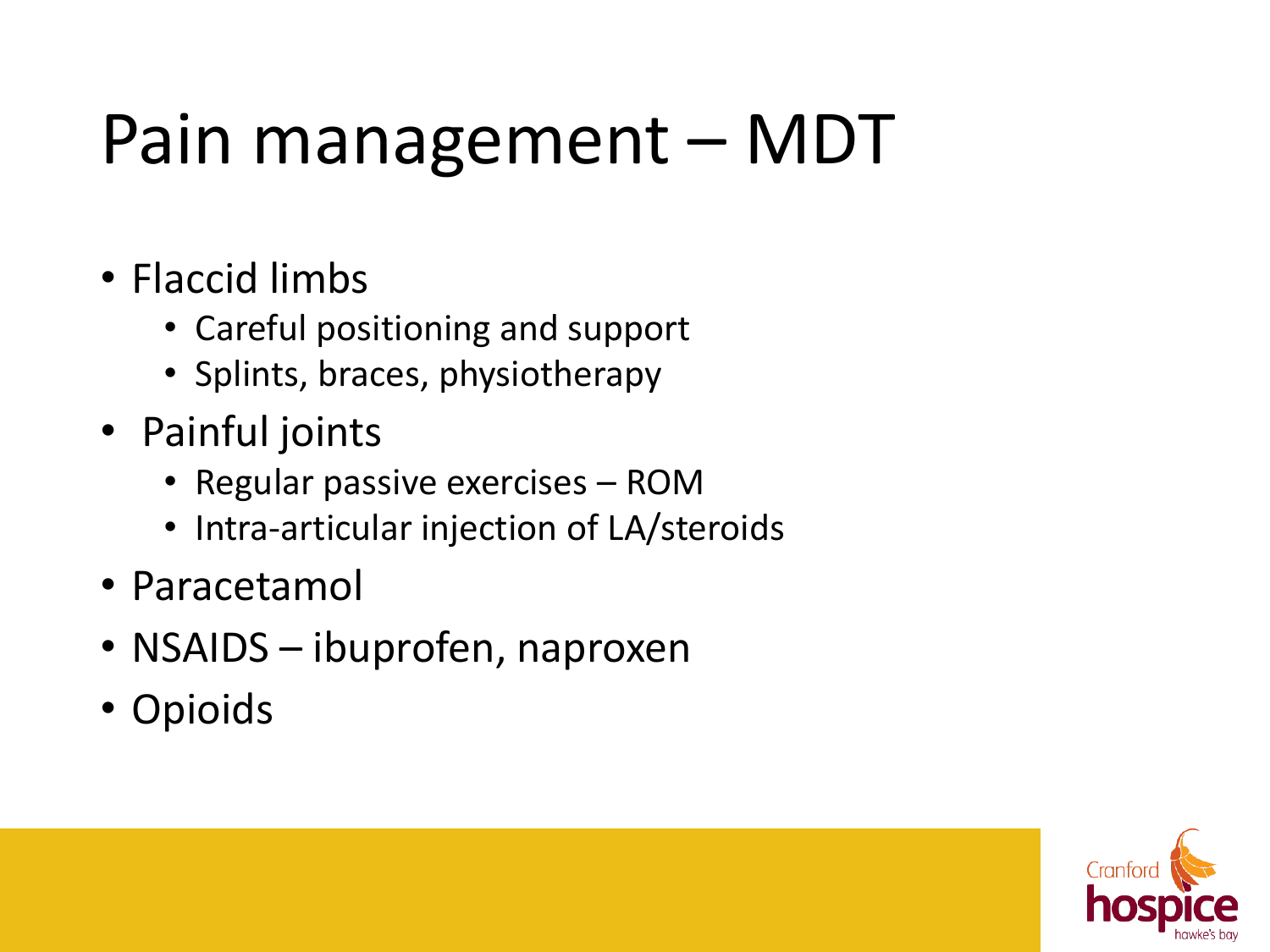# Pain management – MDT

- Flaccid limbs
  - Careful positioning and support
  - Splints, braces, physiotherapy
- Painful joints
  - Regular passive exercises – ROM
  - Intra-articular injection of LA/steroids
- Paracetamol
- NSAIDS – ibuprofen, naproxen
- Opioids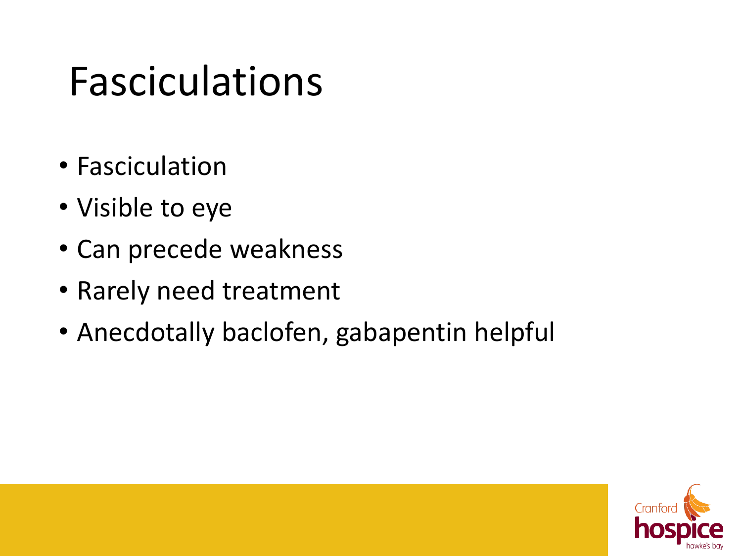# Fasciculations

- Fasciculation
- Visible to eye
- Can precede weakness
- Rarely need treatment
- Anecdotally baclofen, gabapentin helpful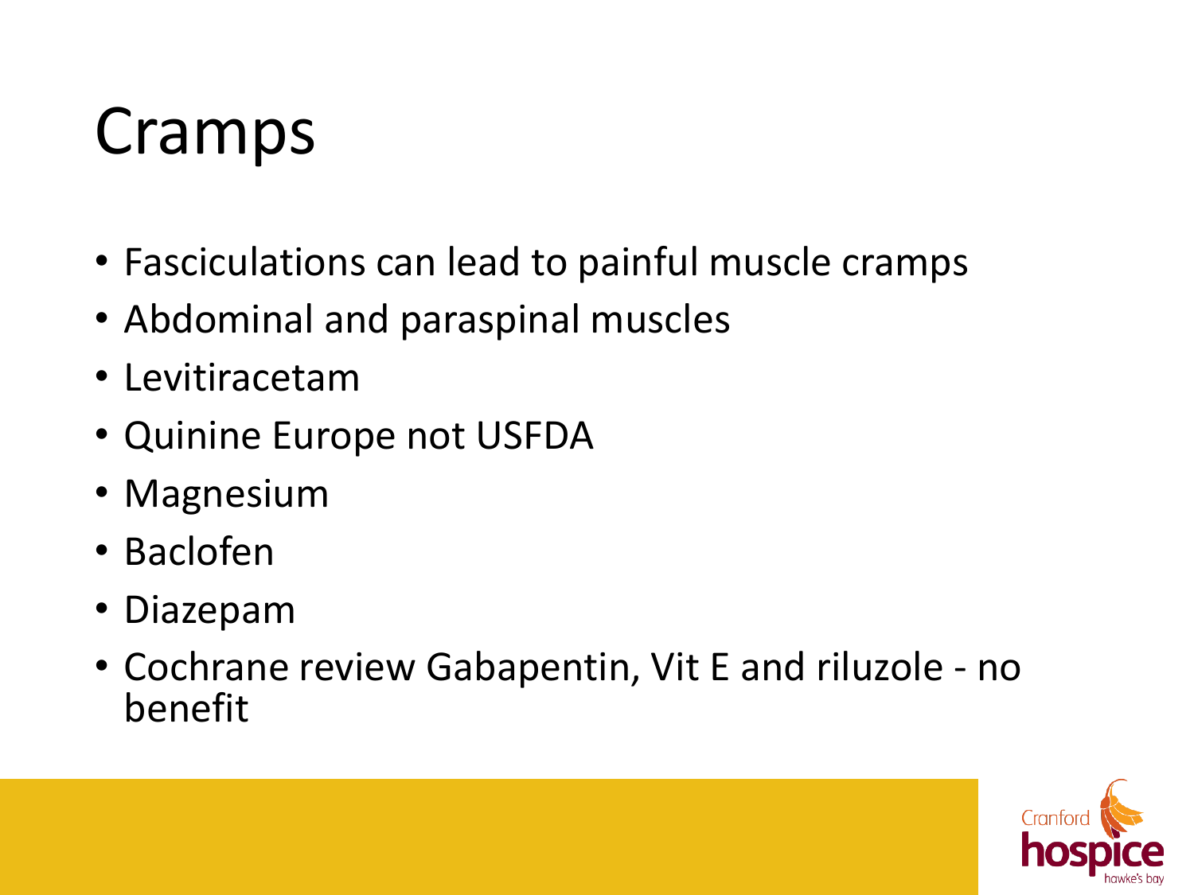# Cramps

- Fasciculations can lead to painful muscle cramps
- Abdominal and paraspinal muscles
- Levitiracetam
- Quinine Europe not USFDA
- Magnesium
- Baclofen
- Diazepam
- Cochrane review Gabapentin, Vit E and riluzole - no benefit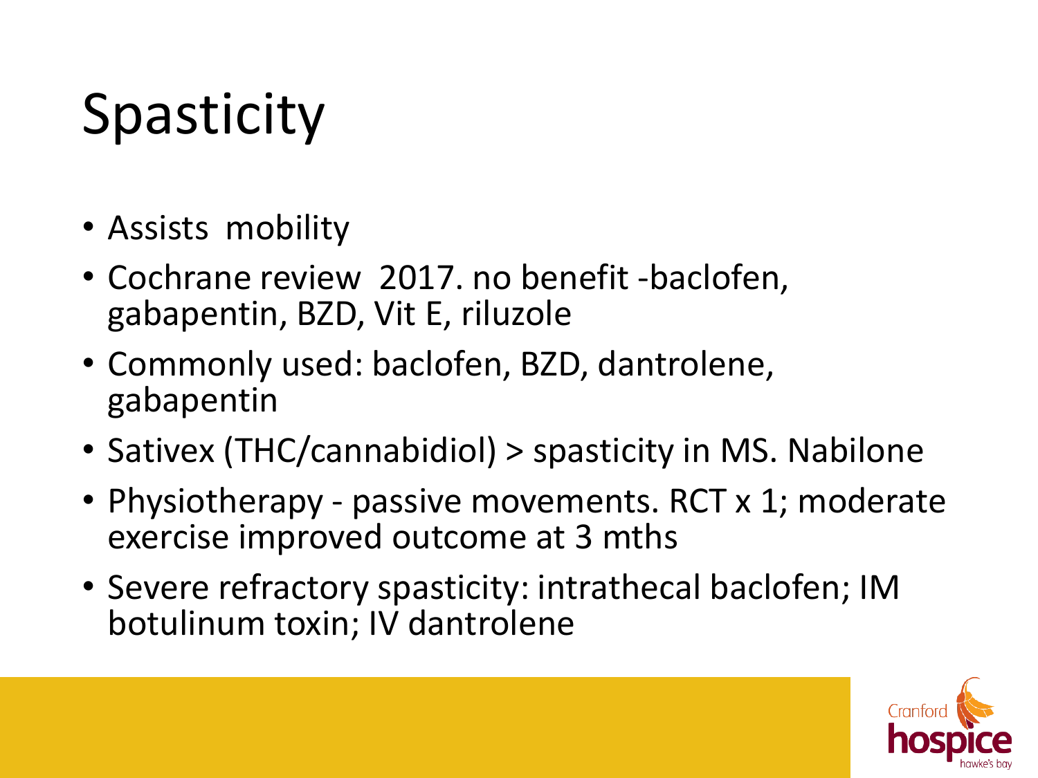# Spasticity

- Assists mobility
- Cochrane review 2017. no benefit -baclofen, gabapentin, BZD, Vit E, riluzole
- Commonly used: baclofen, BZD, dantrolene, gabapentin
- Sativex (THC/cannabidiol) > spasticity in MS. Nabilone
- Physiotherapy - passive movements. RCT x 1; moderate exercise improved outcome at 3 mths
- Severe refractory spasticity: intrathecal baclofen; IM botulinum toxin; IV dantrolene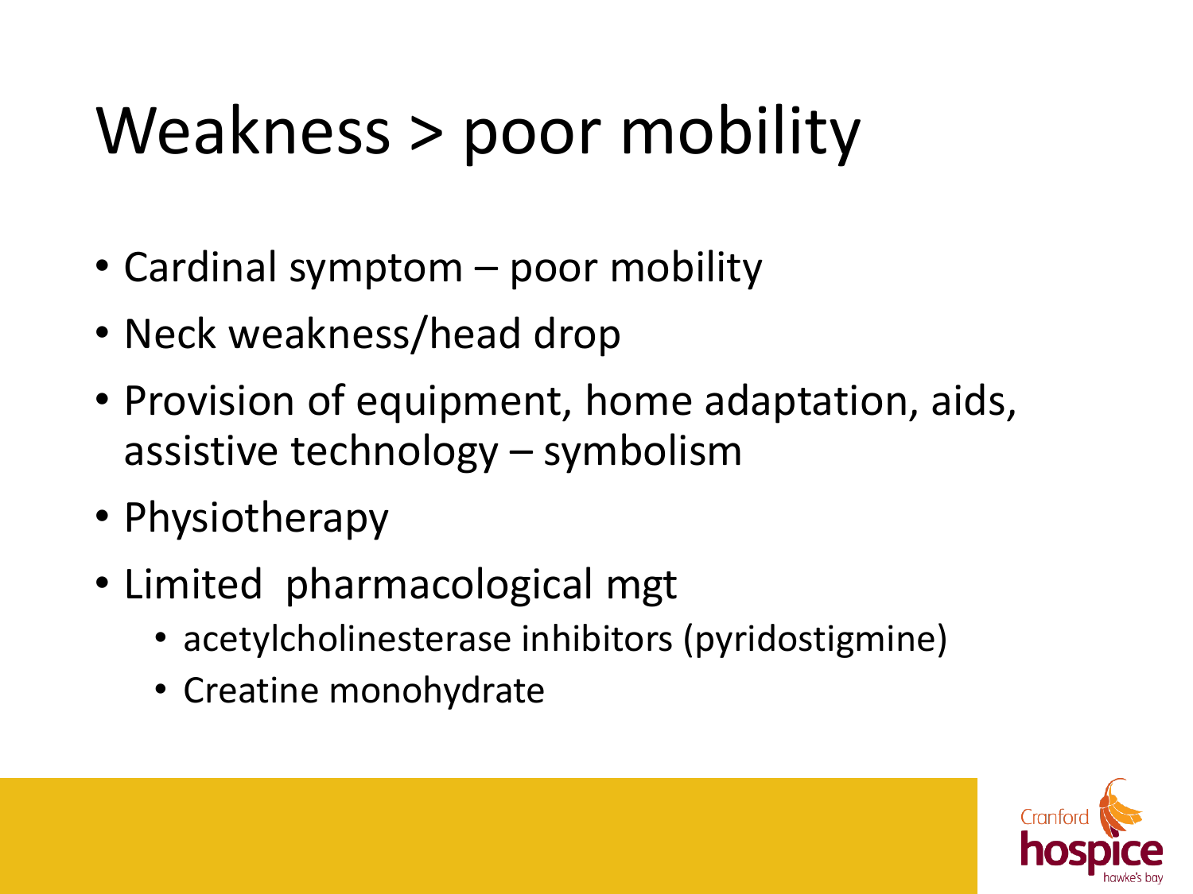# Weakness > poor mobility

- Cardinal symptom – poor mobility
- Neck weakness/head drop
- Provision of equipment, home adaptation, aids, assistive technology – symbolism
- Physiotherapy
- Limited pharmacological mgt
  - acetylcholinesterase inhibitors (pyridostigmine)
  - Creatine monohydrate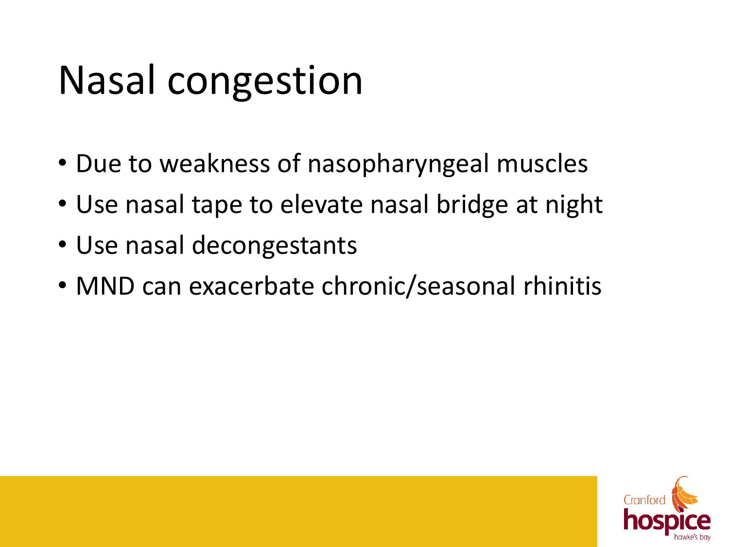# Nasal congestion

- Due to weakness of nasopharyngeal muscles
- Use nasal tape to elevate nasal bridge at night
- Use nasal decongestants
- MND can exacerbate chronic/seasonal rhinitis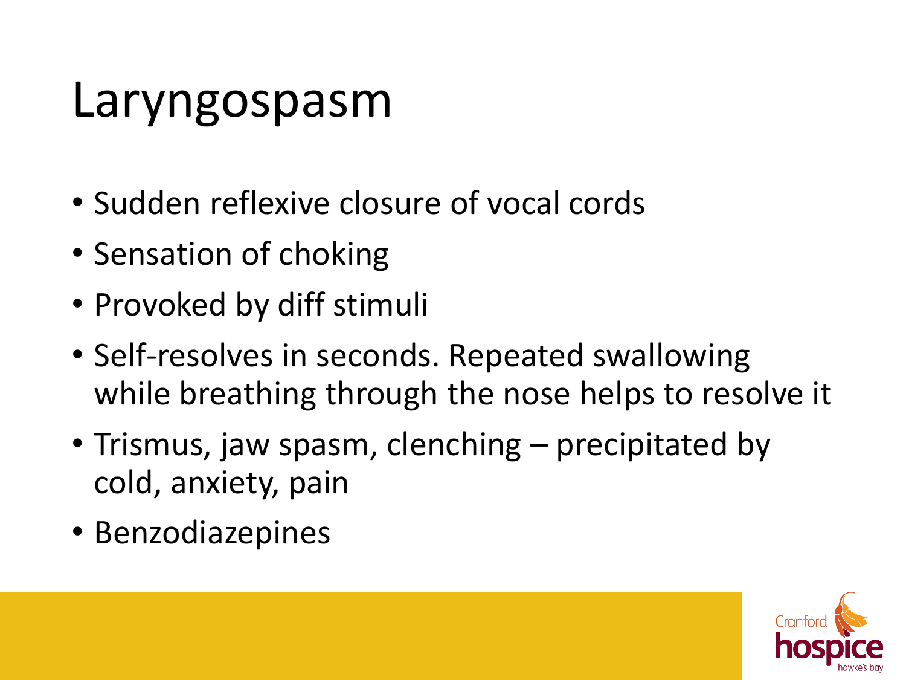# Laryngospasm

- Sudden reflexive closure of vocal cords
- Sensation of choking
- Provoked by diff stimuli
- Self-resolves in seconds. Repeated swallowing while breathing through the nose helps to resolve it
- Trismus, jaw spasm, clenching – precipitated by cold, anxiety, pain
- Benzodiazepines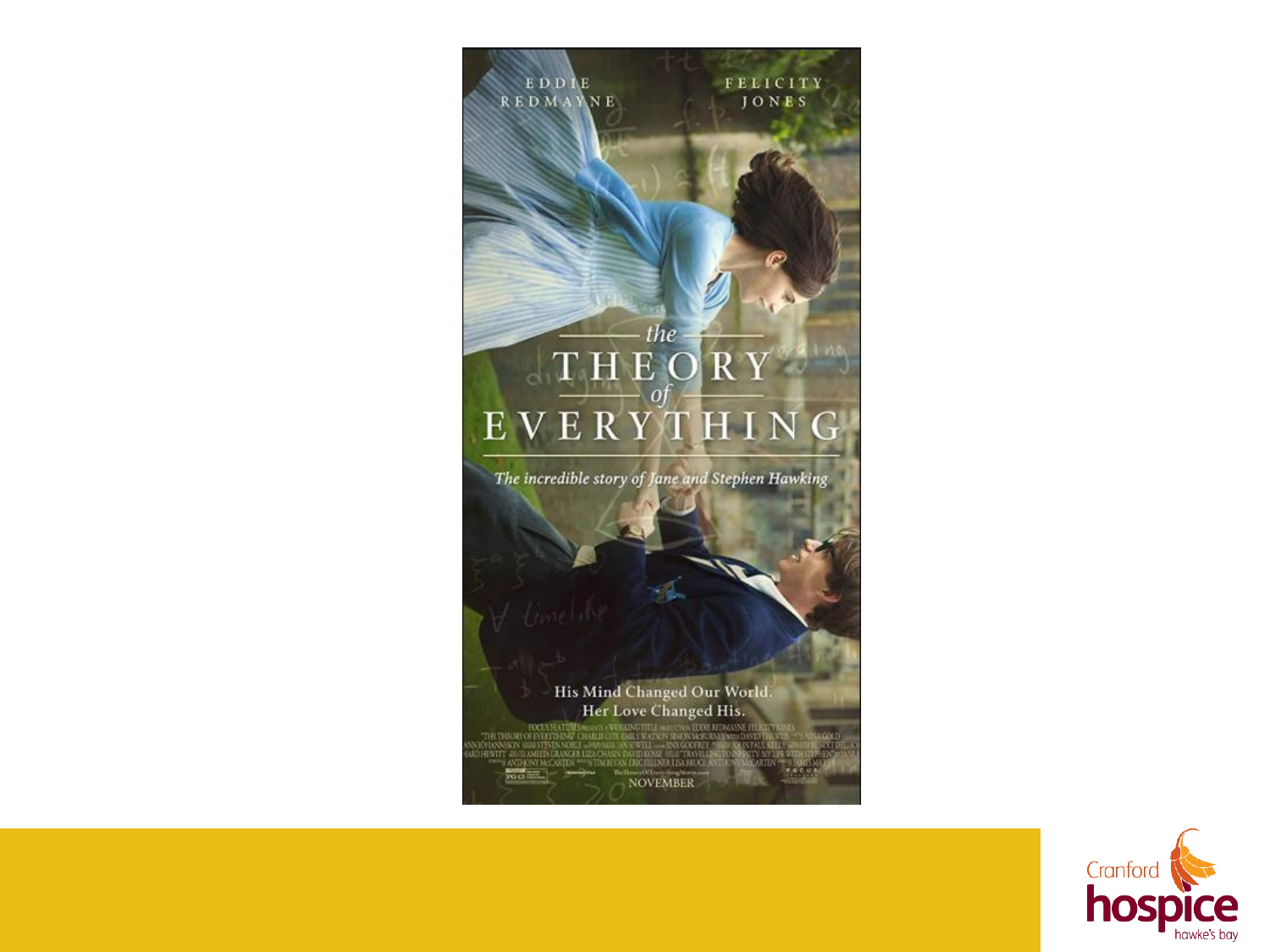EDDIE REDMAYNE

FELICITY JONES

# the THEORY of EVERYTHING

*The incredible story of Jane and Stephen Hawking*

His Mind Changed Our World.
Her Love Changed His.

NOVEMBER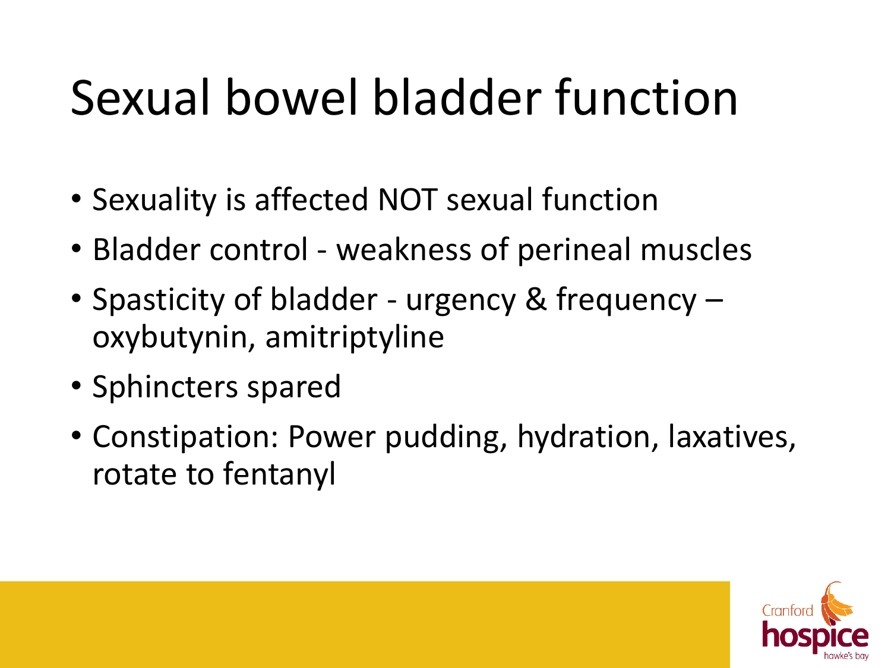# Sexual bowel bladder function

- Sexuality is affected NOT sexual function
- Bladder control - weakness of perineal muscles
- Spasticity of bladder - urgency & frequency – oxybutynin, amitriptyline
- Sphincters spared
- Constipation: Power pudding, hydration, laxatives, rotate to fentanyl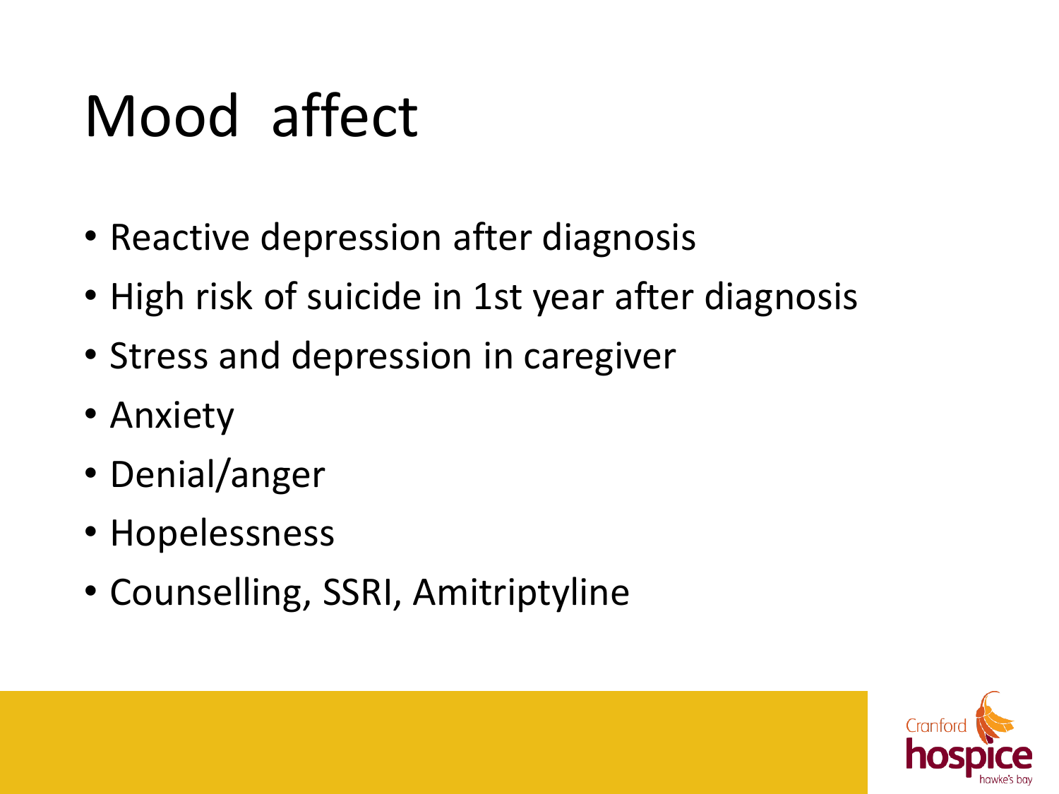# Mood affect

- Reactive depression after diagnosis
- High risk of suicide in 1st year after diagnosis
- Stress and depression in caregiver
- Anxiety
- Denial/anger
- Hopelessness
- Counselling, SSRI, Amitriptyline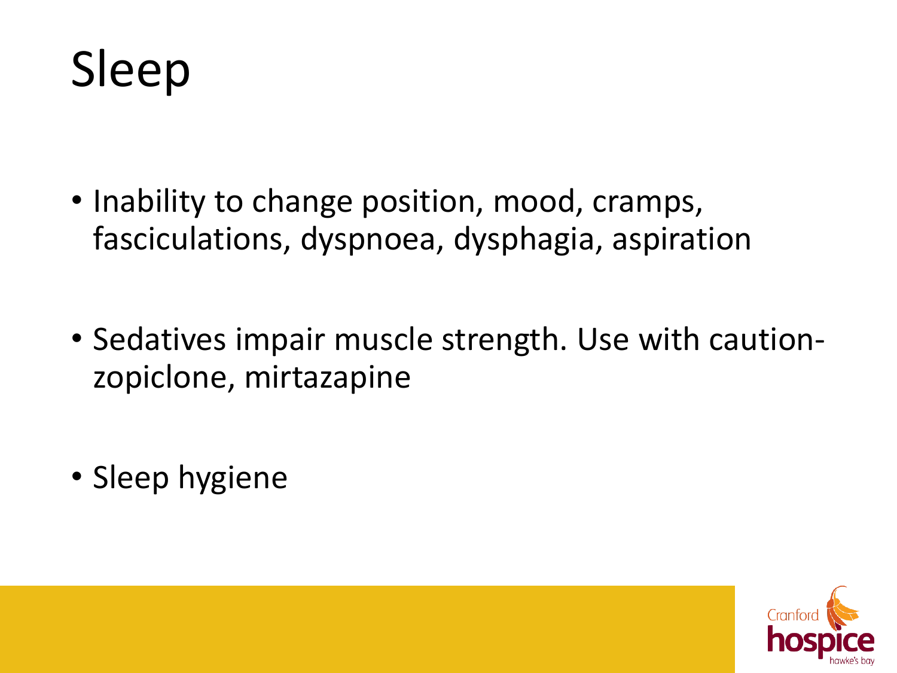# Sleep

- Inability to change position, mood, cramps, fasciculations, dyspnoea, dysphagia, aspiration
- Sedatives impair muscle strength. Use with caution- zopiclone, mirtazapine
- Sleep hygiene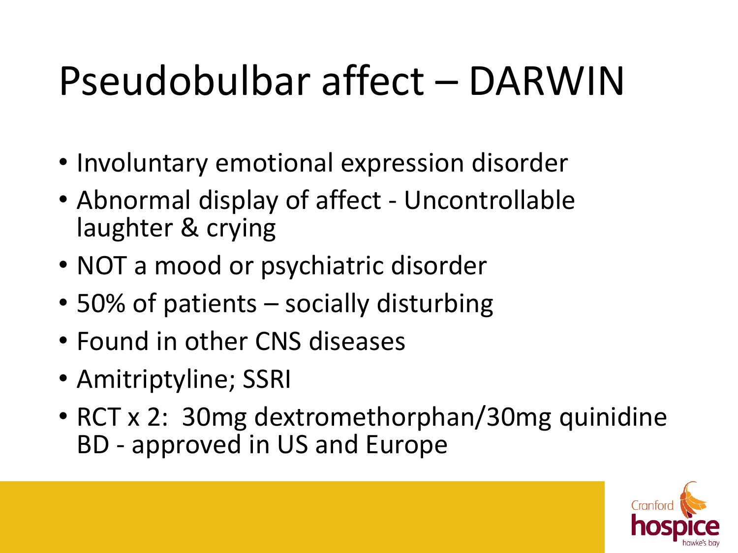# Pseudobulbar affect – DARWIN

- Involuntary emotional expression disorder
- Abnormal display of affect - Uncontrollable laughter & crying
- NOT a mood or psychiatric disorder
- 50% of patients – socially disturbing
- Found in other CNS diseases
- Amitriptyline; SSRI
- RCT x 2: 30mg dextromethorphan/30mg quinidine BD - approved in US and Europe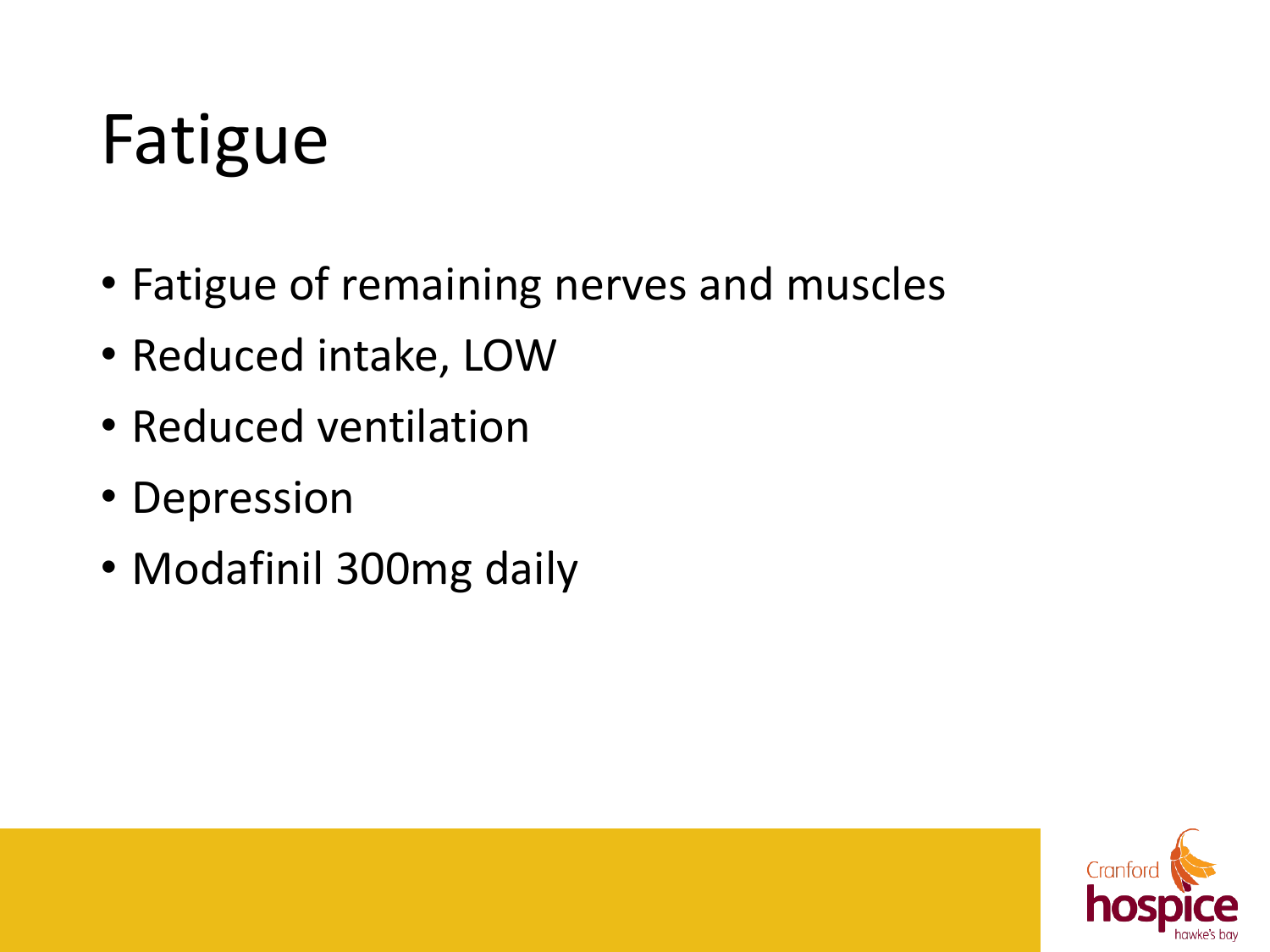# Fatigue

- Fatigue of remaining nerves and muscles
- Reduced intake, LOW
- Reduced ventilation
- Depression
- Modafinil 300mg daily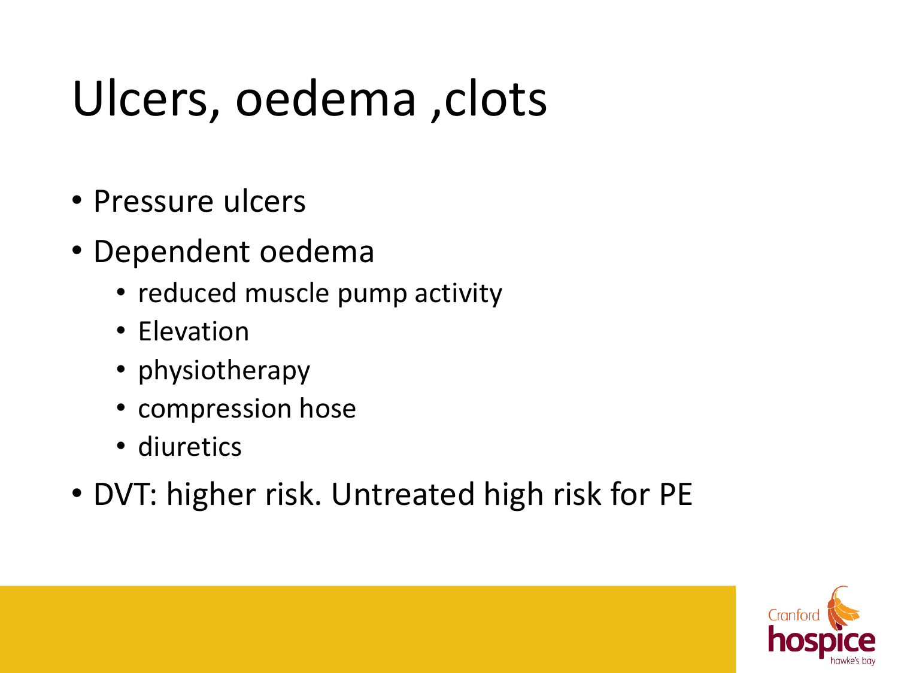# Ulcers, oedema ,clots

- Pressure ulcers
- Dependent oedema
  - reduced muscle pump activity
  - Elevation
  - physiotherapy
  - compression hose
  - diuretics
- DVT: higher risk. Untreated high risk for PE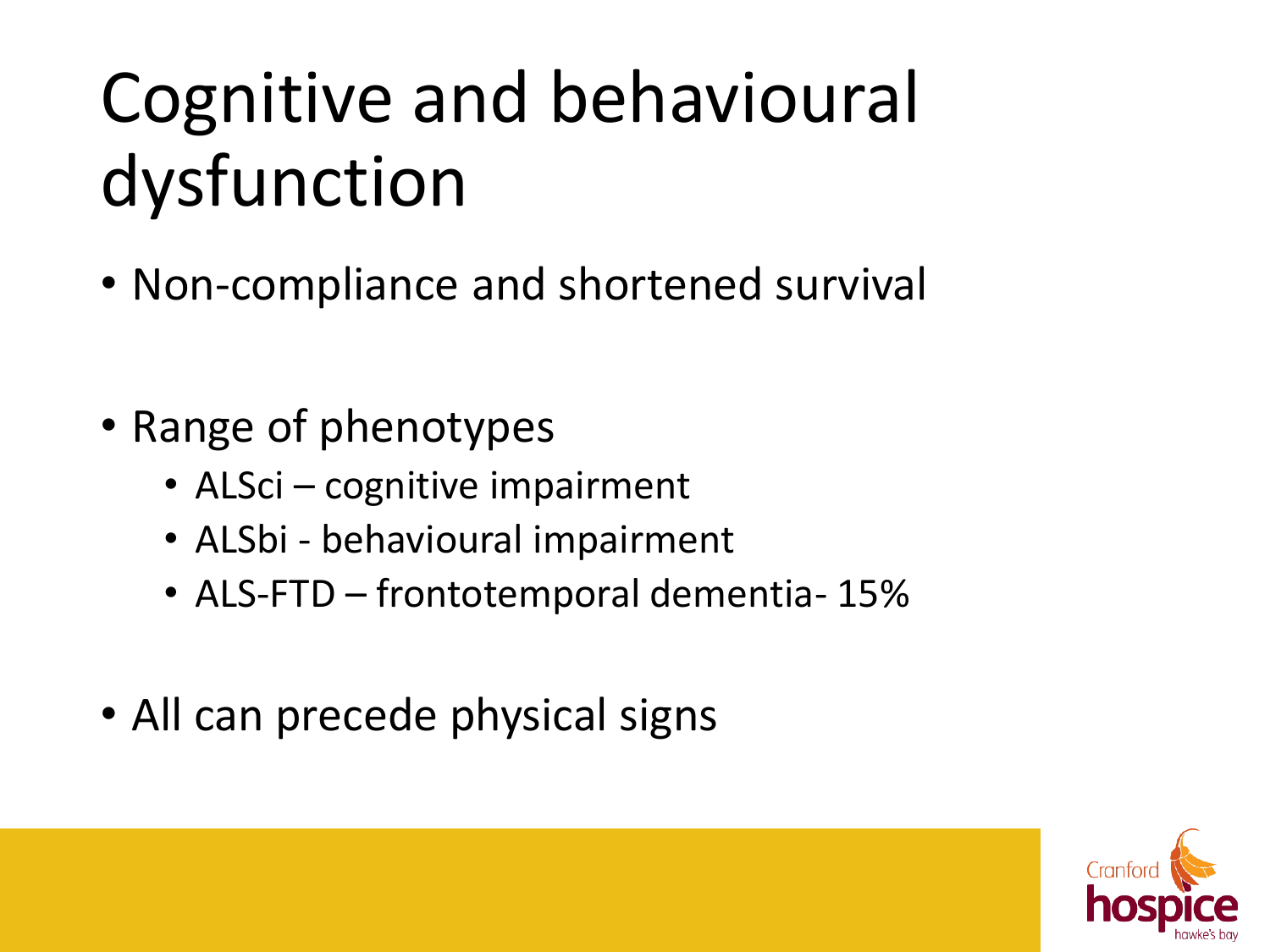# Cognitive and behavioural dysfunction

- Non-compliance and shortened survival

- Range of phenotypes
  - ALSci – cognitive impairment
  - ALSbi - behavioural impairment
  - ALS-FTD – frontotemporal dementia- 15%

- All can precede physical signs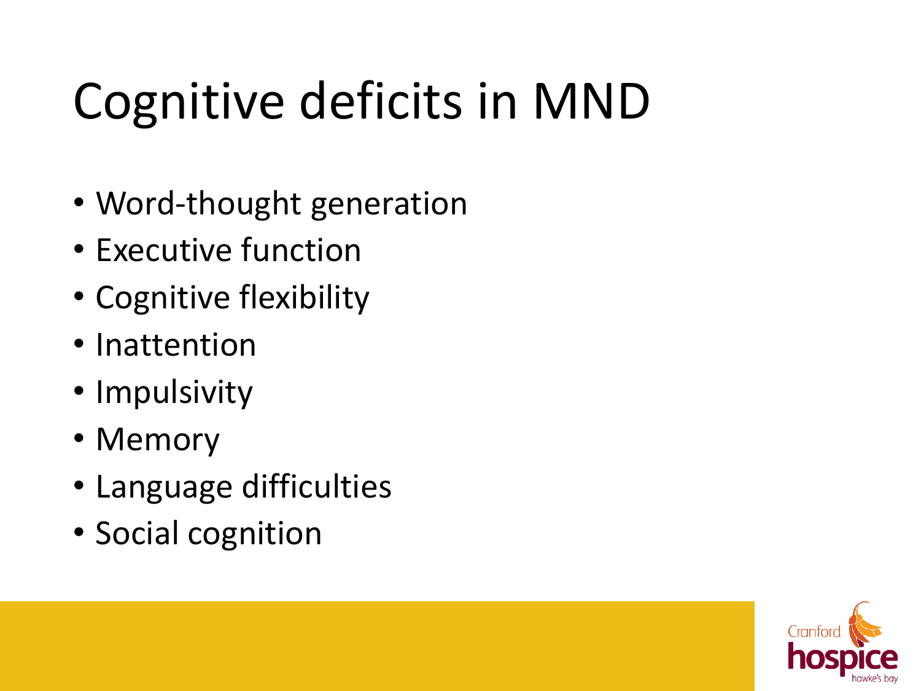# Cognitive deficits in MND

- Word-thought generation
- Executive function
- Cognitive flexibility
- Inattention
- Impulsivity
- Memory
- Language difficulties
- Social cognition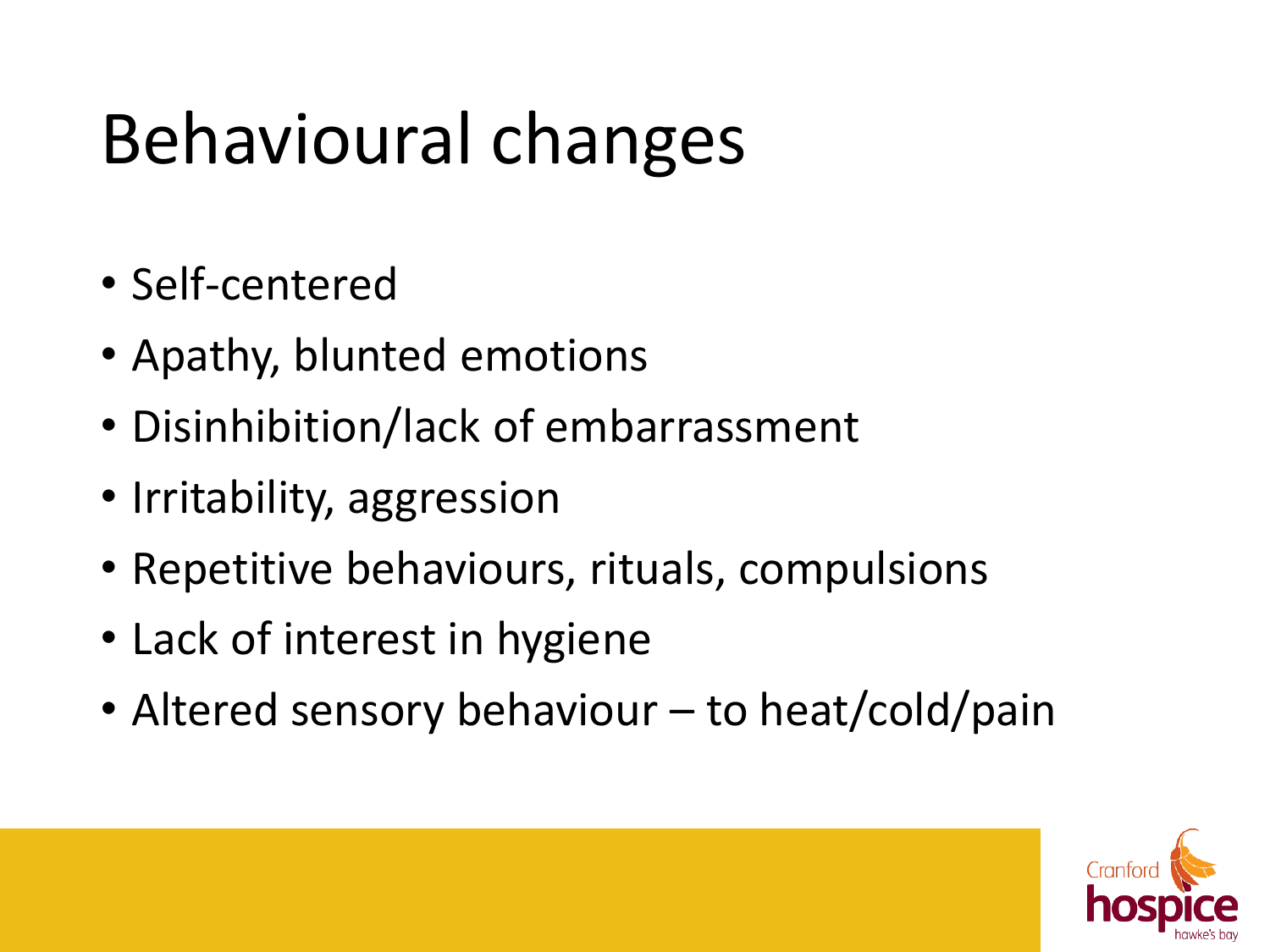# Behavioural changes

- Self-centered
- Apathy, blunted emotions
- Disinhibition/lack of embarrassment
- Irritability, aggression
- Repetitive behaviours, rituals, compulsions
- Lack of interest in hygiene
- Altered sensory behaviour – to heat/cold/pain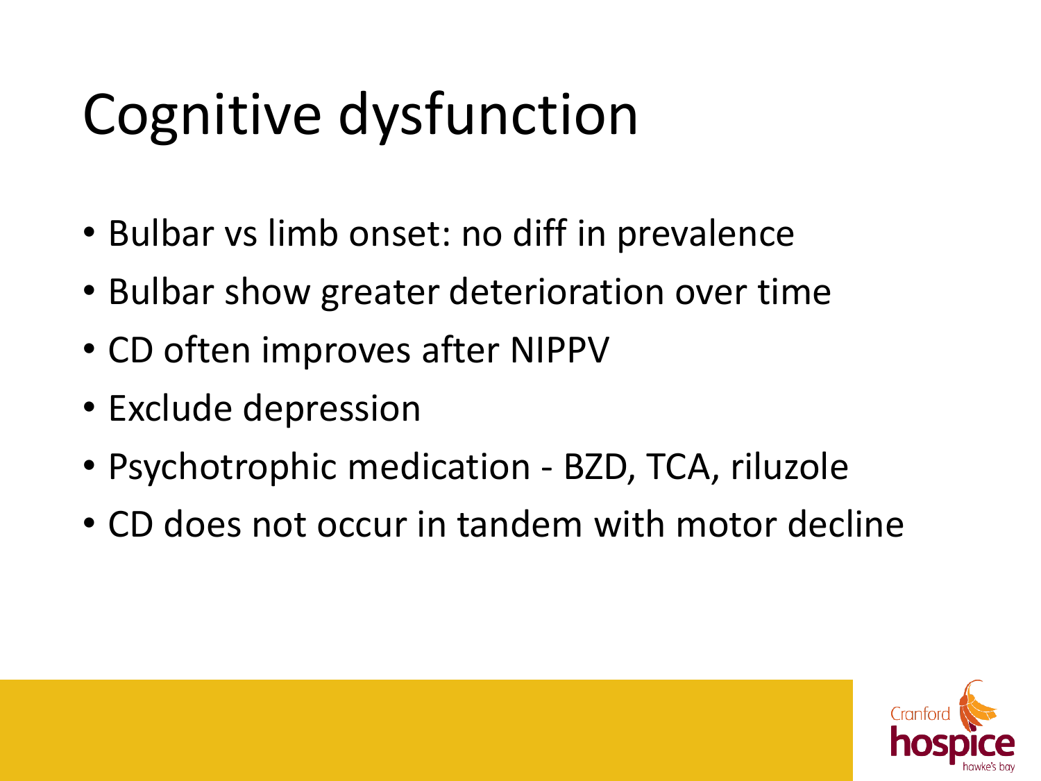# Cognitive dysfunction

- Bulbar vs limb onset: no diff in prevalence
- Bulbar show greater deterioration over time
- CD often improves after NIPPV
- Exclude depression
- Psychotrophic medication - BZD, TCA, riluzole
- CD does not occur in tandem with motor decline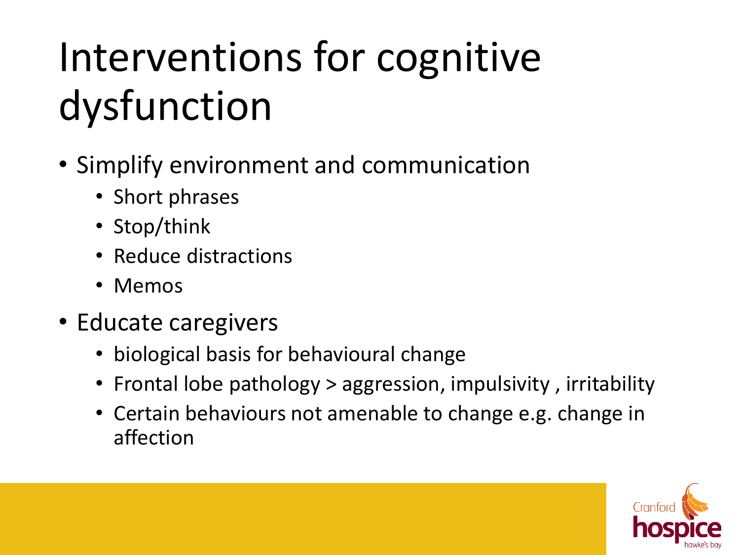# Interventions for cognitive dysfunction

- Simplify environment and communication
  - Short phrases
  - Stop/think
  - Reduce distractions
  - Memos
- Educate caregivers
  - biological basis for behavioural change
  - Frontal lobe pathology > aggression, impulsivity , irritability
  - Certain behaviours not amenable to change e.g. change in affection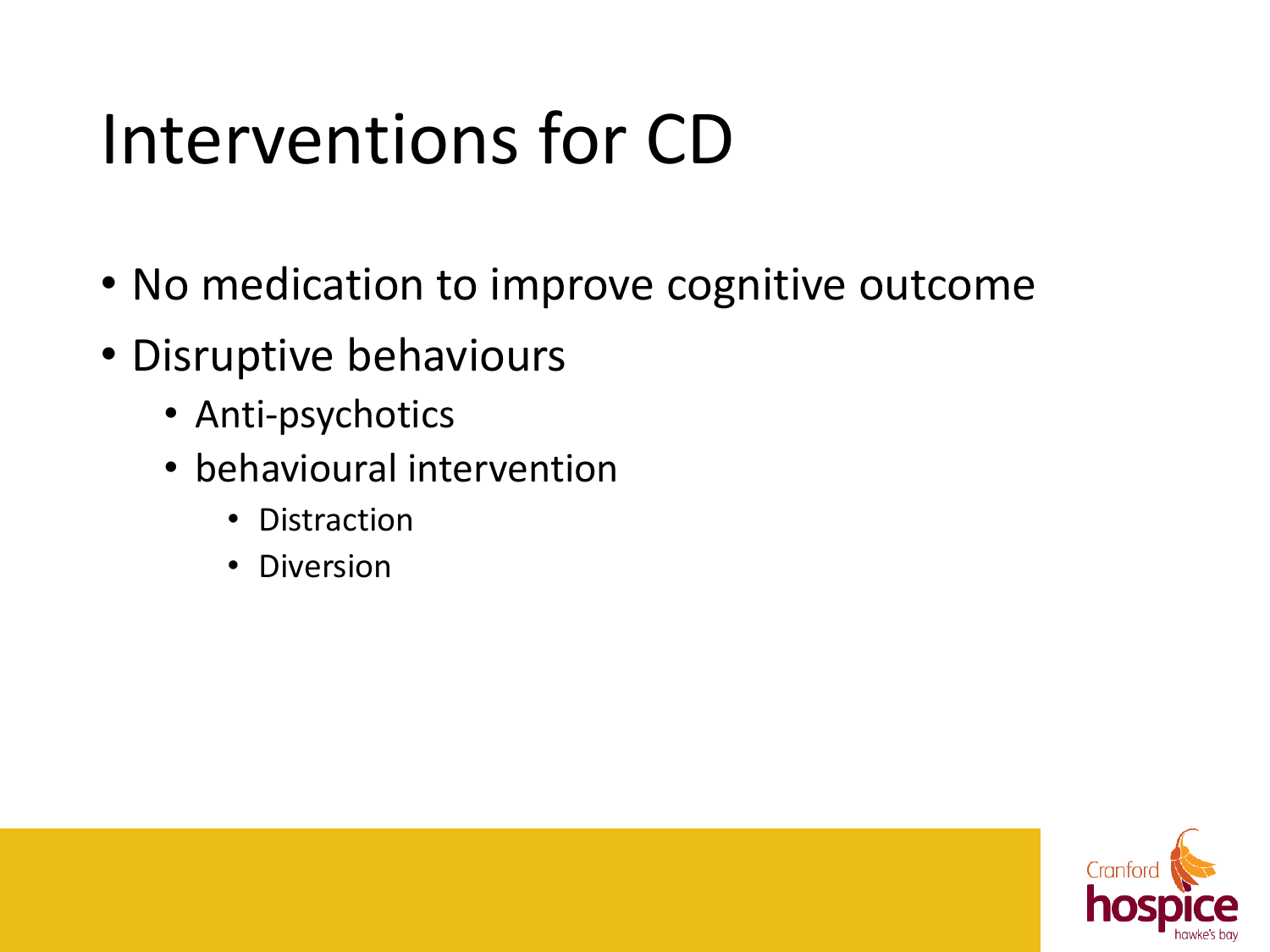# Interventions for CD

- No medication to improve cognitive outcome
- Disruptive behaviours
  - Anti-psychotics
  - behavioural intervention
    - Distraction
    - Diversion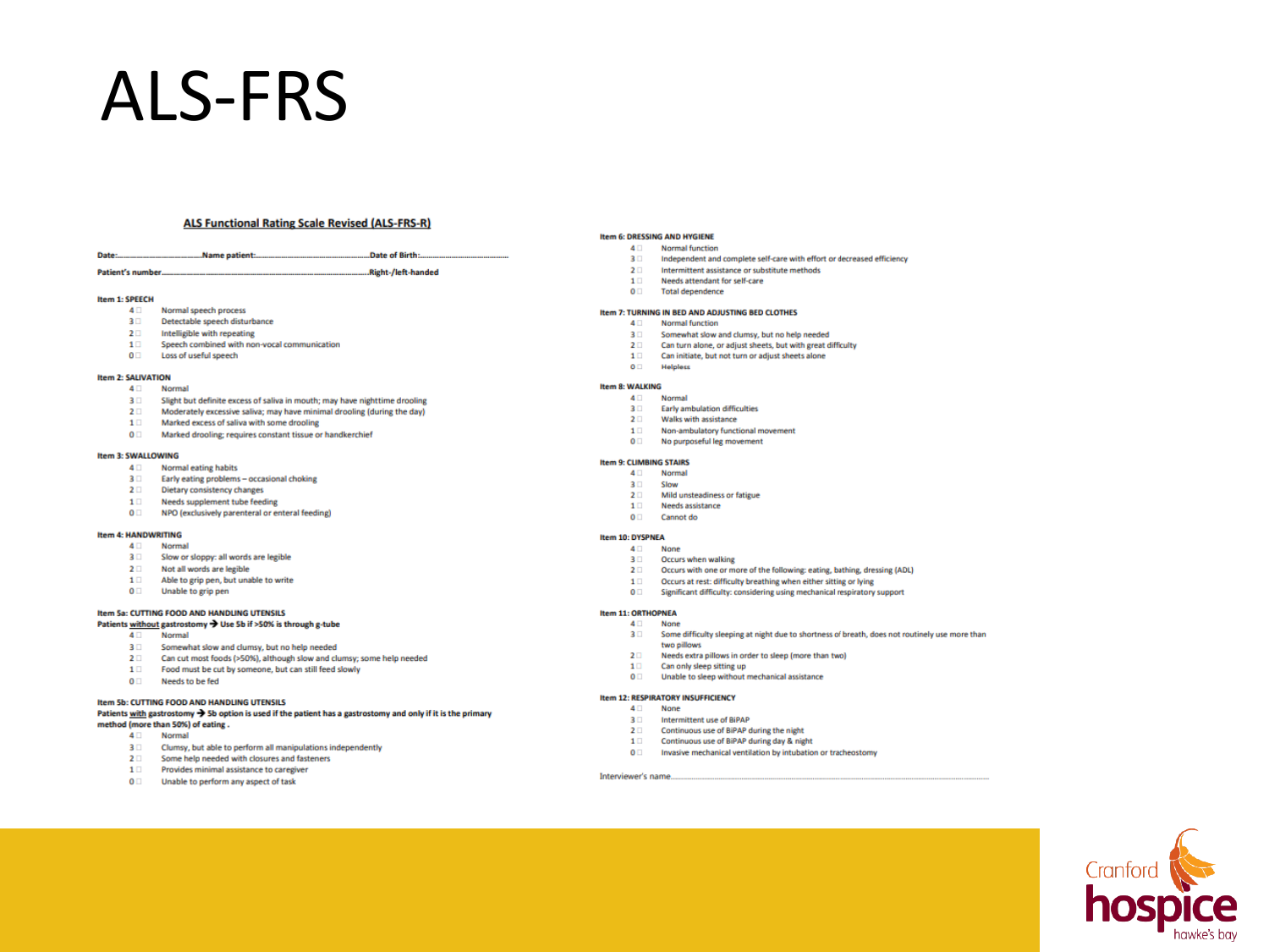# ALS-FRS

## ALS Functional Rating Scale Revised (ALS-FRS-R)

**Date:..........................................Name patient:...........................................................Date of Birth:..............................................**

**Patient's number...............................................................................................Right-/left-handed**

**Item 1: SPEECH**
- 4 ☐ Normal speech process
- 3 ☐ Detectable speech disturbance
- 2 ☐ Intelligible with repeating
- 1 ☐ Speech combined with non-vocal communication
- 0 ☐ Loss of useful speech

**Item 2: SALIVATION**
- 4 ☐ Normal
- 3 ☐ Slight but definite excess of saliva in mouth; may have nighttime drooling
- 2 ☐ Moderately excessive saliva; may have minimal drooling (during the day)
- 1 ☐ Marked excess of saliva with some drooling
- 0 ☐ Marked drooling; requires constant tissue or handkerchief

**Item 3: SWALLOWING**
- 4 ☐ Normal eating habits
- 3 ☐ Early eating problems – occasional choking
- 2 ☐ Dietary consistency changes
- 1 ☐ Needs supplement tube feeding
- 0 ☐ NPO (exclusively parenteral or enteral feeding)

**Item 4: HANDWRITING**
- 4 ☐ Normal
- 3 ☐ Slow or sloppy: all words are legible
- 2 ☐ Not all words are legible
- 1 ☐ Able to grip pen, but unable to write
- 0 ☐ Unable to grip pen

**Item 5a: CUTTING FOOD AND HANDLING UTENSILS**
**Patients without gastrostomy → Use 5b if >50% is through g-tube**
- 4 ☐ Normal
- 3 ☐ Somewhat slow and clumsy, but no help needed
- 2 ☐ Can cut most foods (>50%), although slow and clumsy; some help needed
- 1 ☐ Food must be cut by someone, but can still feed slowly
- 0 ☐ Needs to be fed

**Item 5b: CUTTING FOOD AND HANDLING UTENSILS**
**Patients with gastrostomy → 5b option is used if the patient has a gastrostomy and only if it is the primary method (more than 50%) of eating .**
- 4 ☐ Normal
- 3 ☐ Clumsy, but able to perform all manipulations independently
- 2 ☐ Some help needed with closures and fasteners
- 1 ☐ Provides minimal assistance to caregiver
- 0 ☐ Unable to perform any aspect of task

**Item 6: DRESSING AND HYGIENE**
- 4 ☐ Normal function
- 3 ☐ Independent and complete self-care with effort or decreased efficiency
- 2 ☐ Intermittent assistance or substitute methods
- 1 ☐ Needs attendant for self-care
- 0 ☐ Total dependence

**Item 7: TURNING IN BED AND ADJUSTING BED CLOTHES**
- 4 ☐ Normal function
- 3 ☐ Somewhat slow and clumsy, but no help needed
- 2 ☐ Can turn alone, or adjust sheets, but with great difficulty
- 1 ☐ Can initiate, but not turn or adjust sheets alone
- 0 ☐ Helpless

**Item 8: WALKING**
- 4 ☐ Normal
- 3 ☐ Early ambulation difficulties
- 2 ☐ Walks with assistance
- 1 ☐ Non-ambulatory functional movement
- 0 ☐ No purposeful leg movement

**Item 9: CLIMBING STAIRS**
- 4 ☐ Normal
- 3 ☐ Slow
- 2 ☐ Mild unsteadiness or fatigue
- 1 ☐ Needs assistance
- 0 ☐ Cannot do

**Item 10: DYSPNEA**
- 4 ☐ None
- 3 ☐ Occurs when walking
- 2 ☐ Occurs with one or more of the following: eating, bathing, dressing (ADL)
- 1 ☐ Occurs at rest: difficulty breathing when either sitting or lying
- 0 ☐ Significant difficulty: considering using mechanical respiratory support

**Item 11: ORTHOPNEA**
- 4 ☐ None
- 3 ☐ Some difficulty sleeping at night due to shortness of breath, does not routinely use more than two pillows
- 2 ☐ Needs extra pillows in order to sleep (more than two)
- 1 ☐ Can only sleep sitting up
- 0 ☐ Unable to sleep without mechanical assistance

**Item 12: RESPIRATORY INSUFFICIENCY**
- 4 ☐ None
- 3 ☐ Intermittent use of BiPAP
- 2 ☐ Continuous use of BiPAP during the night
- 1 ☐ Continuous use of BiPAP during day & night
- 0 ☐ Invasive mechanical ventilation by intubation or tracheostomy

Interviewer's name.......................................................................................................................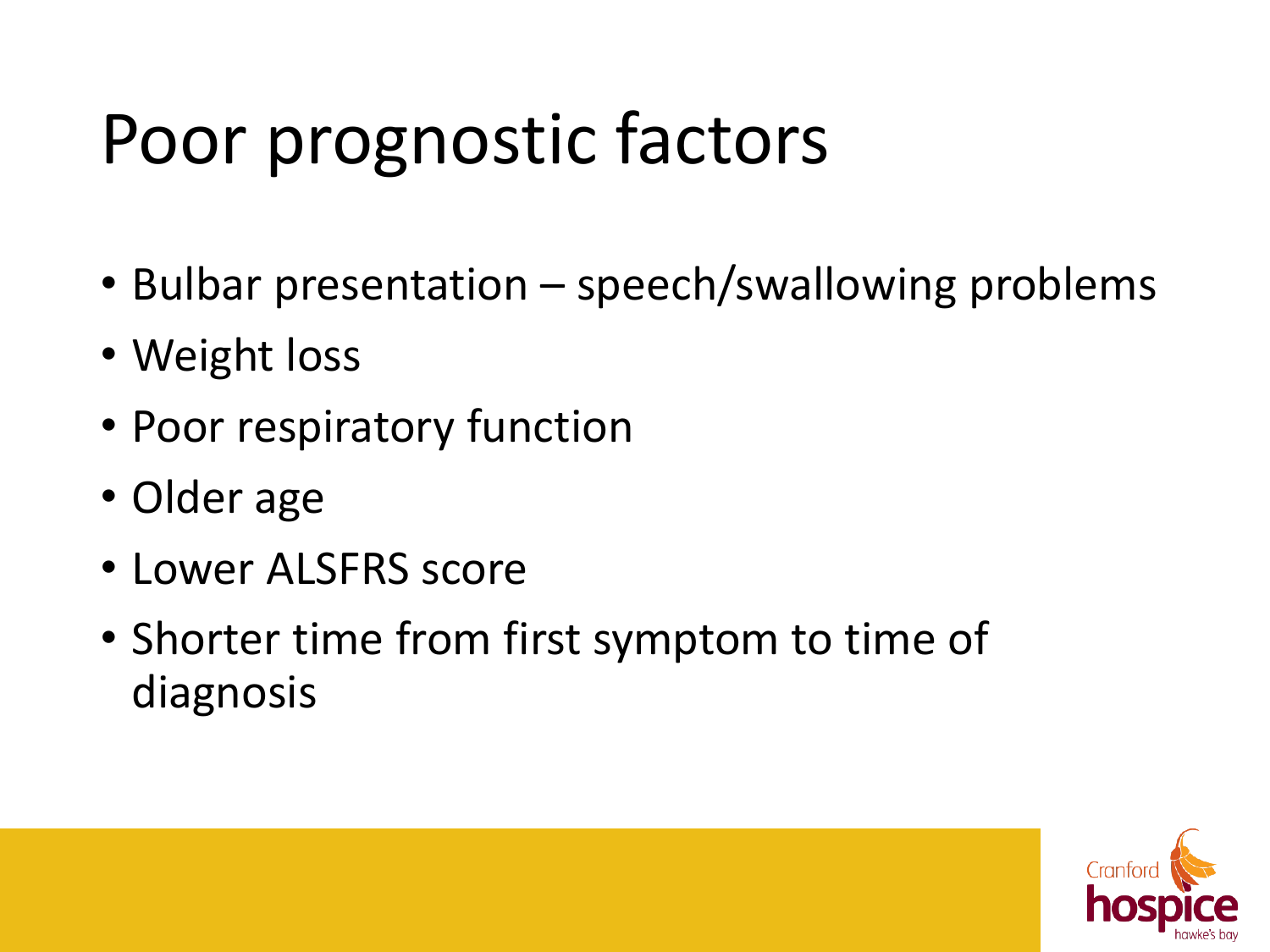# Poor prognostic factors

- Bulbar presentation – speech/swallowing problems
- Weight loss
- Poor respiratory function
- Older age
- Lower ALSFRS score
- Shorter time from first symptom to time of diagnosis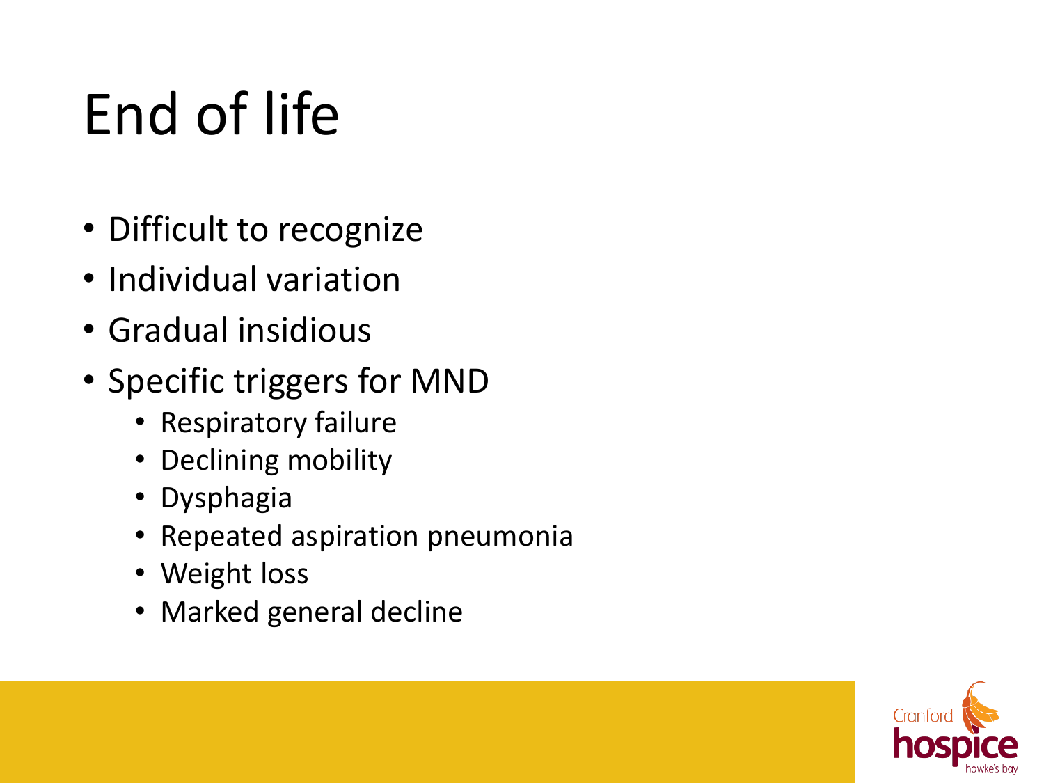# End of life

- Difficult to recognize
- Individual variation
- Gradual insidious
- Specific triggers for MND
  - Respiratory failure
  - Declining mobility
  - Dysphagia
  - Repeated aspiration pneumonia
  - Weight loss
  - Marked general decline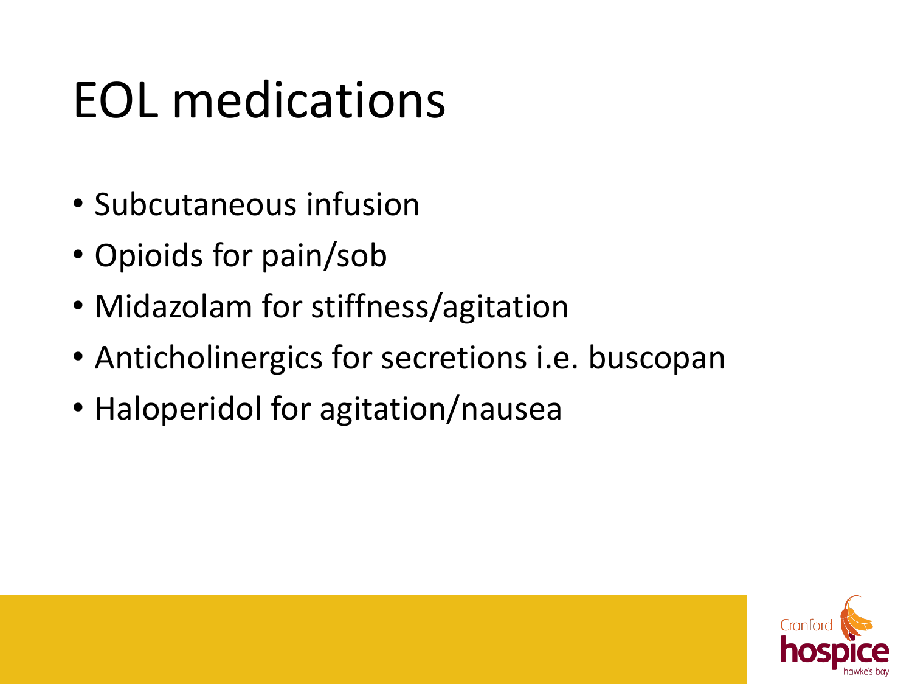# EOL medications

- Subcutaneous infusion
- Opioids for pain/sob
- Midazolam for stiffness/agitation
- Anticholinergics for secretions i.e. buscopan
- Haloperidol for agitation/nausea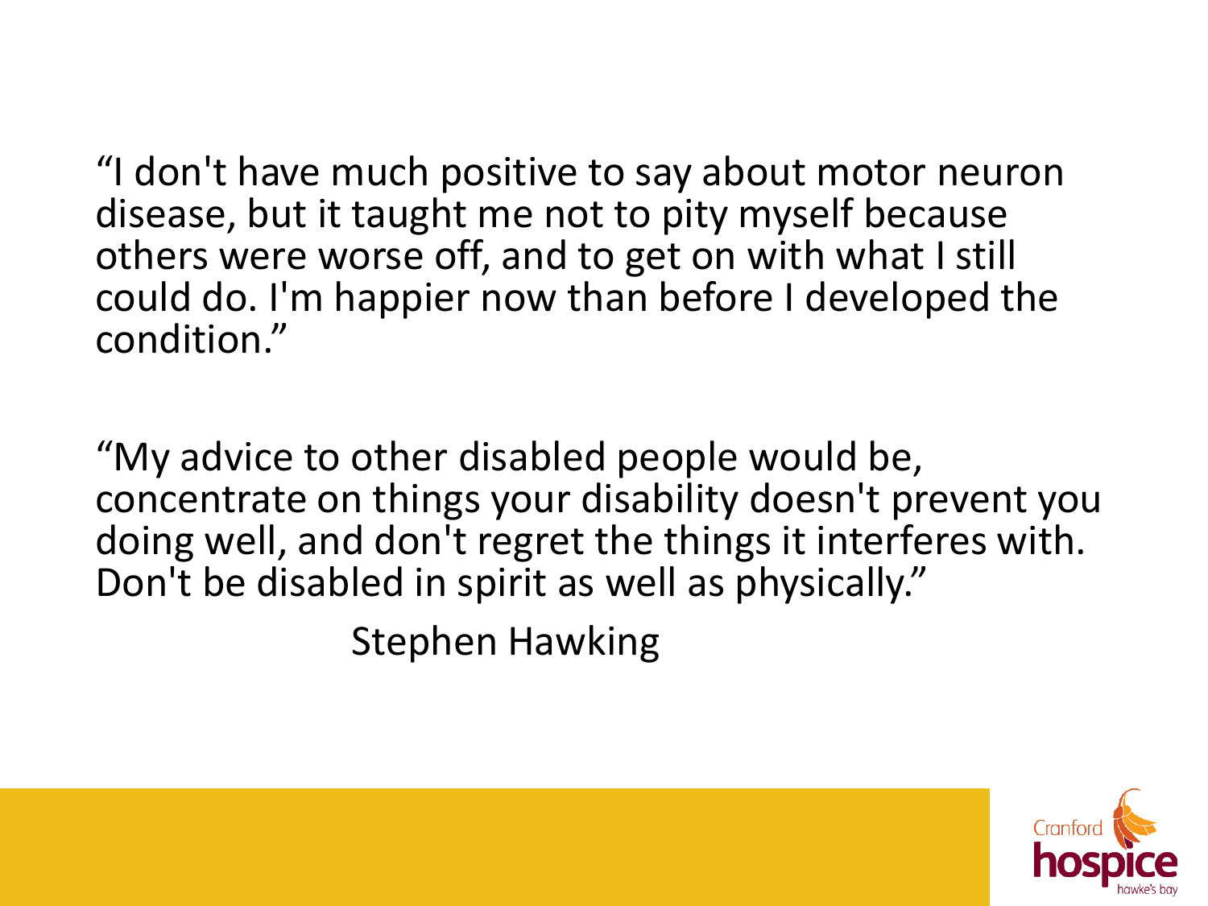"I don't have much positive to say about motor neuron disease, but it taught me not to pity myself because others were worse off, and to get on with what I still could do. I'm happier now than before I developed the condition."

"My advice to other disabled people would be, concentrate on things your disability doesn't prevent you doing well, and don't regret the things it interferes with. Don't be disabled in spirit as well as physically."

Stephen Hawking

Cranford hospice hawke's bay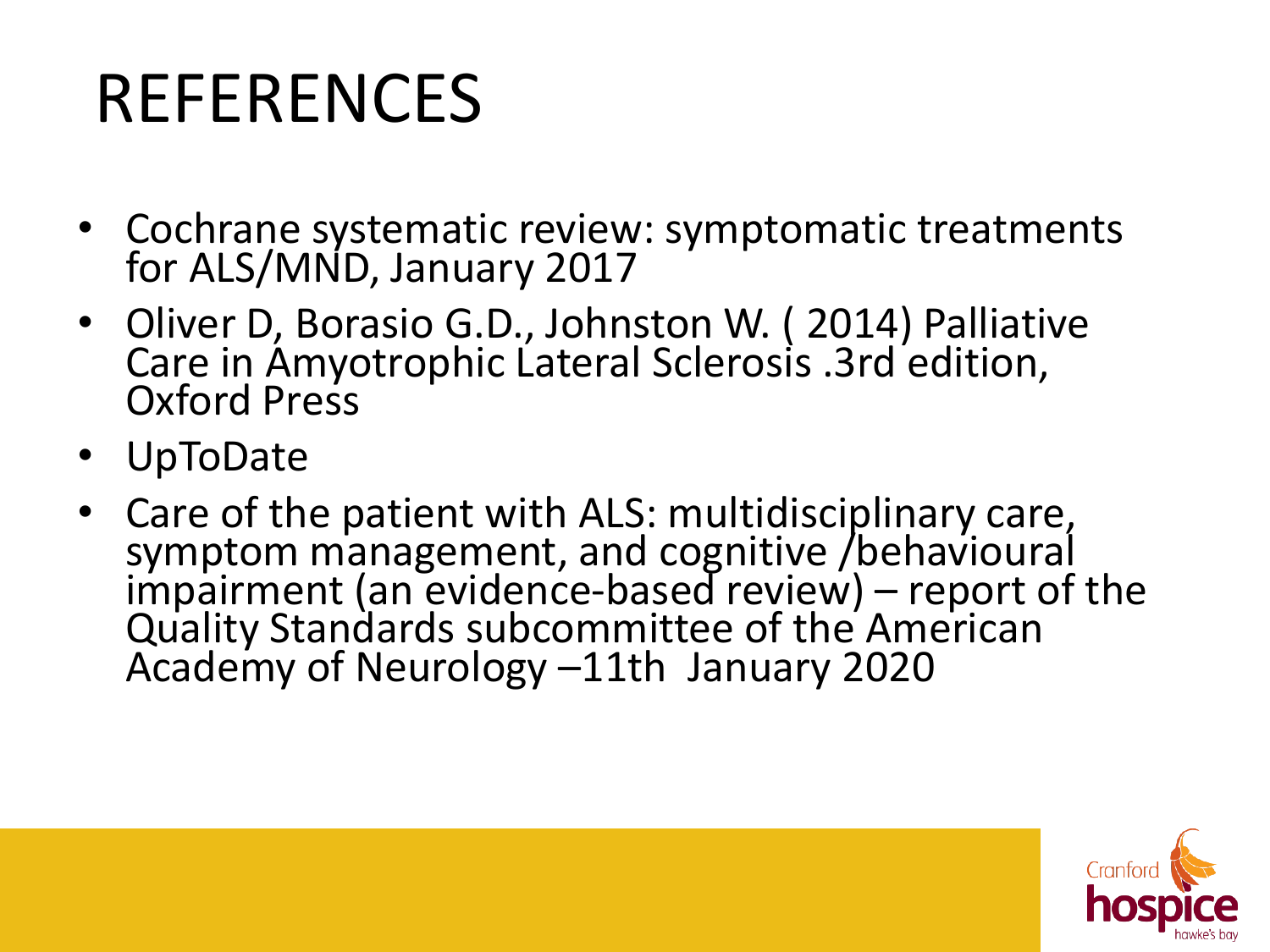# REFERENCES

- Cochrane systematic review: symptomatic treatments for ALS/MND, January 2017
- Oliver D, Borasio G.D., Johnston W. ( 2014) Palliative Care in Amyotrophic Lateral Sclerosis .3rd edition, Oxford Press
- UpToDate
- Care of the patient with ALS: multidisciplinary care, symptom management, and cognitive /behavioural impairment (an evidence-based review) – report of the Quality Standards subcommittee of the American Academy of Neurology –11th January 2020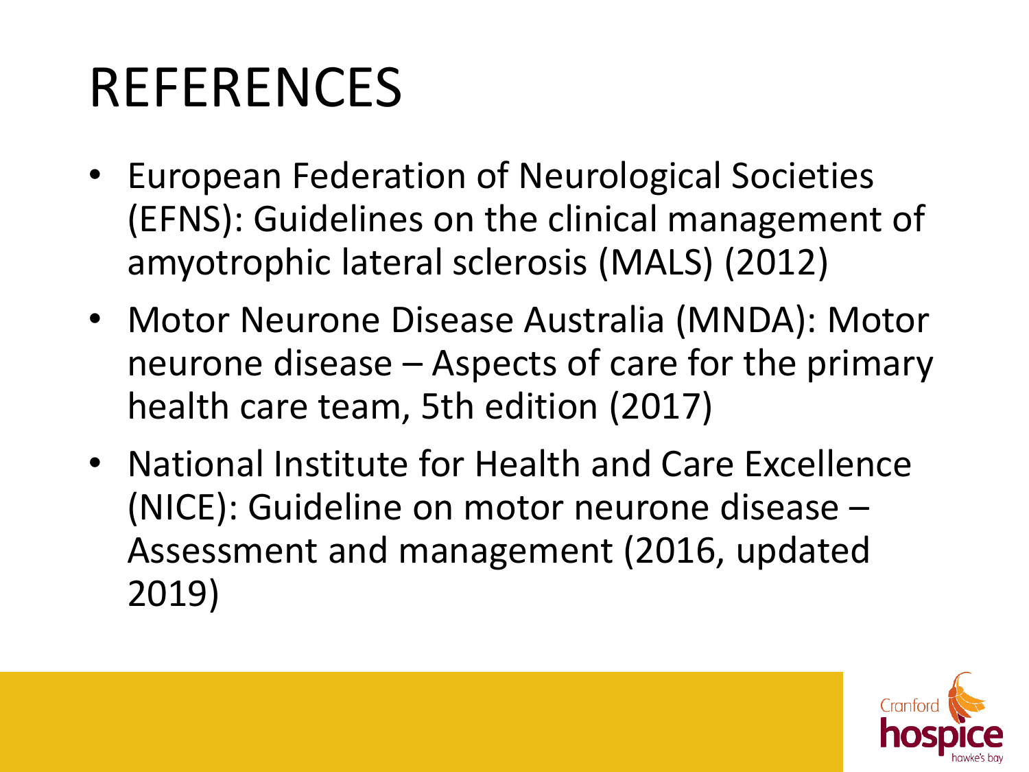# REFERENCES

- European Federation of Neurological Societies (EFNS): Guidelines on the clinical management of amyotrophic lateral sclerosis (MALS) (2012)
- Motor Neurone Disease Australia (MNDA): Motor neurone disease – Aspects of care for the primary health care team, 5th edition (2017)
- National Institute for Health and Care Excellence (NICE): Guideline on motor neurone disease – Assessment and management (2016, updated 2019)